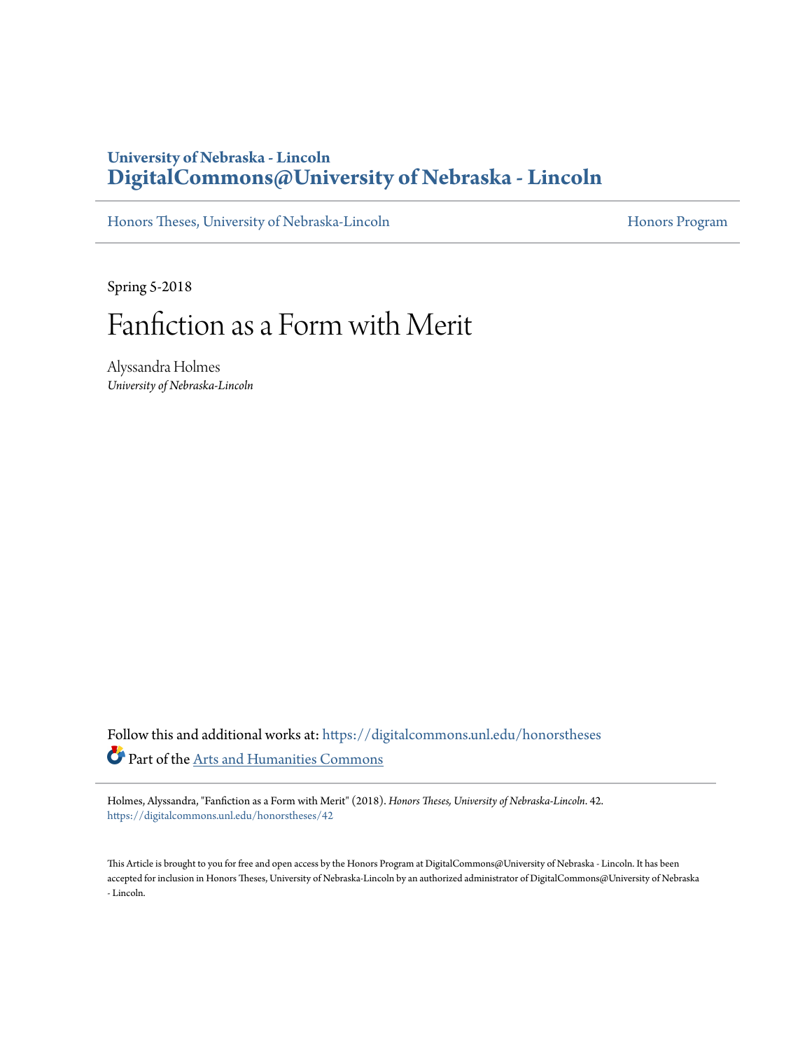University of Nebraska - Lincoln
**DigitalCommons@University of Nebraska - Lincoln**

Honors Theses, University of Nebraska-Lincoln | Honors Program

Spring 5-2018

# Fanfiction as a Form with Merit

Alyssandra Holmes
*University of Nebraska-Lincoln*

Follow this and additional works at: https://digitalcommons.unl.edu/honorstheses

Part of the Arts and Humanities Commons

Holmes, Alyssandra, "Fanfiction as a Form with Merit" (2018). *Honors Theses, University of Nebraska-Lincoln*. 42.
https://digitalcommons.unl.edu/honorstheses/42

This Article is brought to you for free and open access by the Honors Program at DigitalCommons@University of Nebraska - Lincoln. It has been accepted for inclusion in Honors Theses, University of Nebraska-Lincoln by an authorized administrator of DigitalCommons@University of Nebraska - Lincoln.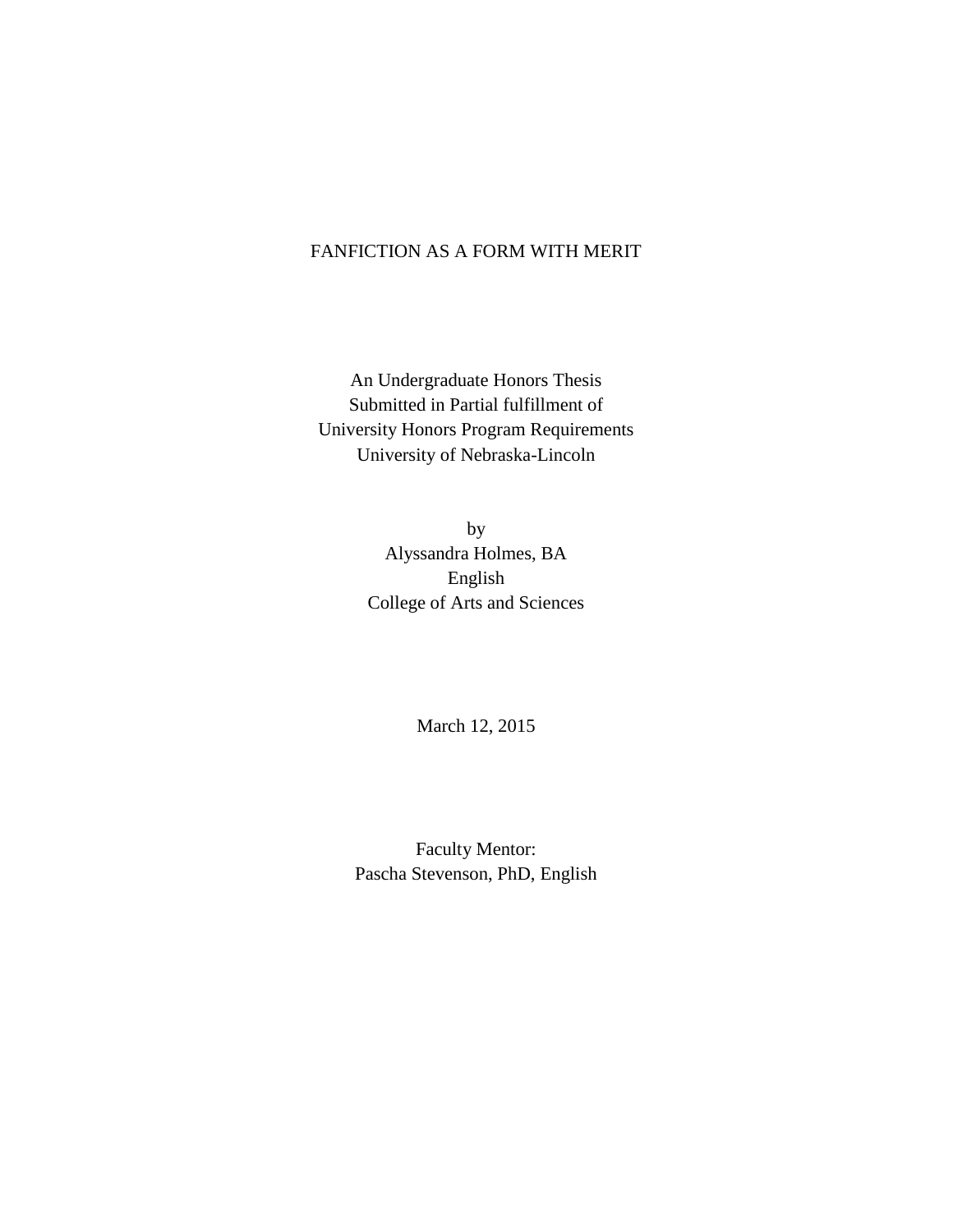# FANFICTION AS A FORM WITH MERIT

An Undergraduate Honors Thesis
Submitted in Partial fulfillment of
University Honors Program Requirements
University of Nebraska-Lincoln

by
Alyssandra Holmes, BA
English
College of Arts and Sciences

March 12, 2015

Faculty Mentor:
Pascha Stevenson, PhD, English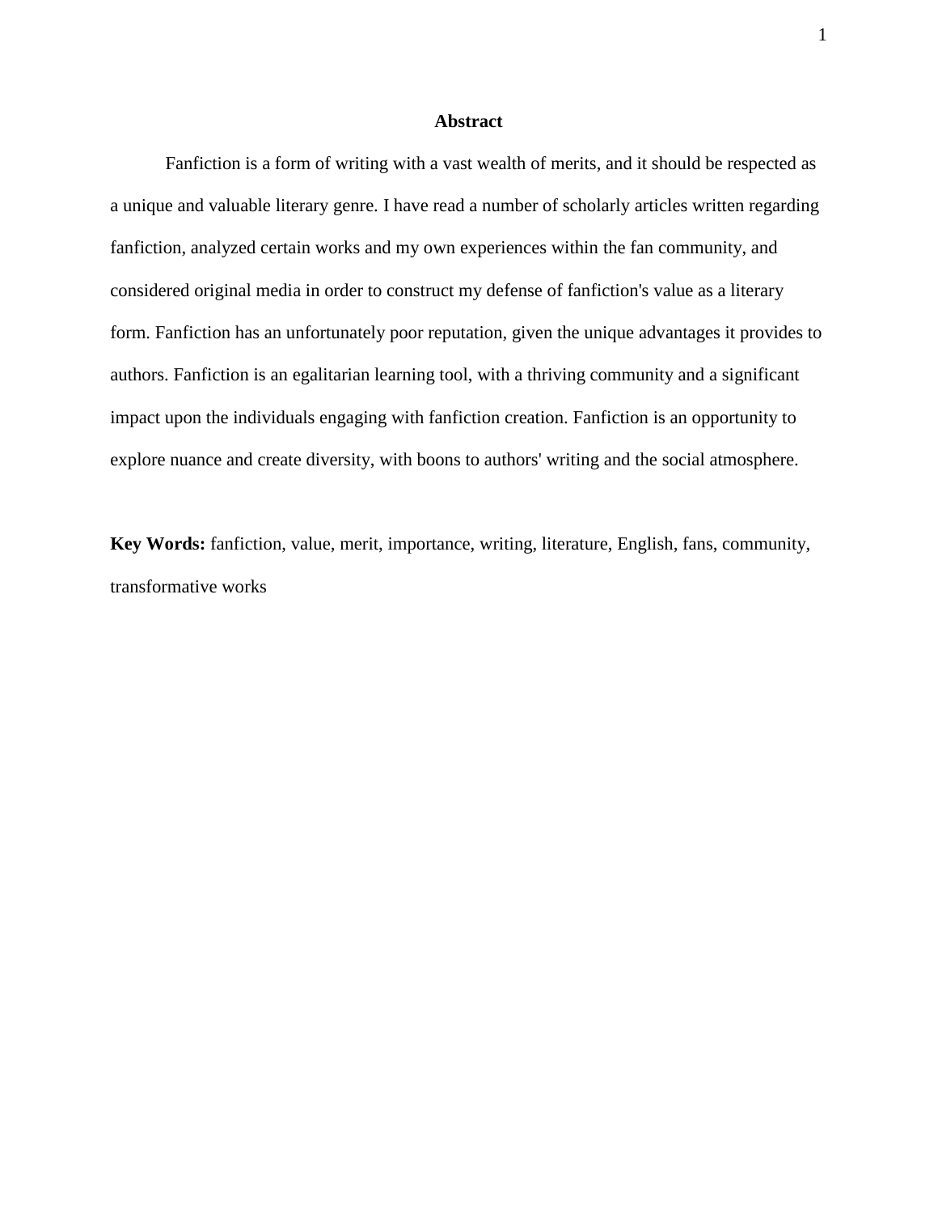## Abstract

Fanfiction is a form of writing with a vast wealth of merits, and it should be respected as a unique and valuable literary genre. I have read a number of scholarly articles written regarding fanfiction, analyzed certain works and my own experiences within the fan community, and considered original media in order to construct my defense of fanfiction's value as a literary form. Fanfiction has an unfortunately poor reputation, given the unique advantages it provides to authors. Fanfiction is an egalitarian learning tool, with a thriving community and a significant impact upon the individuals engaging with fanfiction creation. Fanfiction is an opportunity to explore nuance and create diversity, with boons to authors' writing and the social atmosphere.

**Key Words:** fanfiction, value, merit, importance, writing, literature, English, fans, community, transformative works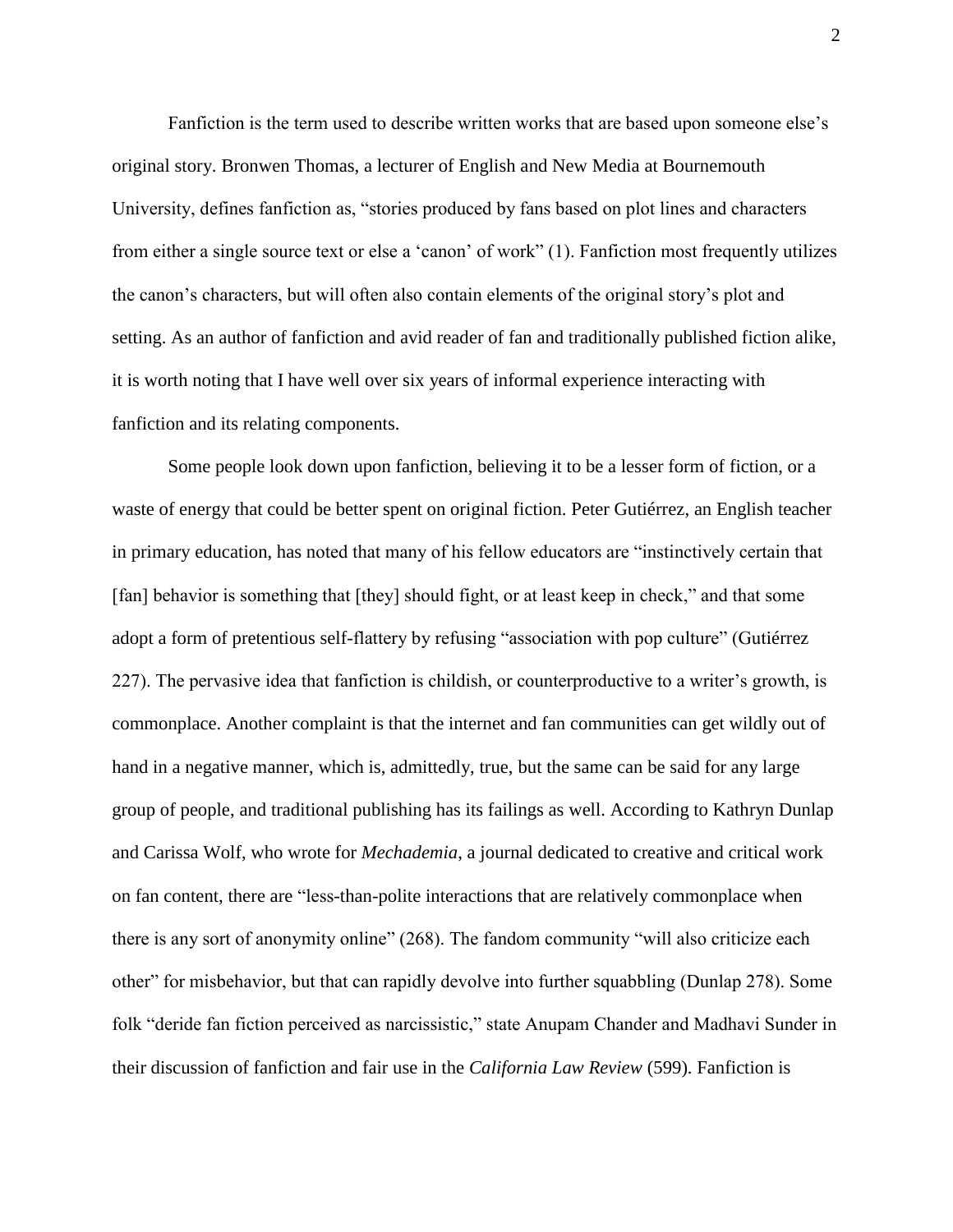Fanfiction is the term used to describe written works that are based upon someone else's original story. Bronwen Thomas, a lecturer of English and New Media at Bournemouth University, defines fanfiction as, "stories produced by fans based on plot lines and characters from either a single source text or else a 'canon' of work" (1). Fanfiction most frequently utilizes the canon's characters, but will often also contain elements of the original story's plot and setting. As an author of fanfiction and avid reader of fan and traditionally published fiction alike, it is worth noting that I have well over six years of informal experience interacting with fanfiction and its relating components.

Some people look down upon fanfiction, believing it to be a lesser form of fiction, or a waste of energy that could be better spent on original fiction. Peter Gutiérrez, an English teacher in primary education, has noted that many of his fellow educators are "instinctively certain that [fan] behavior is something that [they] should fight, or at least keep in check," and that some adopt a form of pretentious self-flattery by refusing "association with pop culture" (Gutiérrez 227). The pervasive idea that fanfiction is childish, or counterproductive to a writer's growth, is commonplace. Another complaint is that the internet and fan communities can get wildly out of hand in a negative manner, which is, admittedly, true, but the same can be said for any large group of people, and traditional publishing has its failings as well. According to Kathryn Dunlap and Carissa Wolf, who wrote for *Mechademia*, a journal dedicated to creative and critical work on fan content, there are "less-than-polite interactions that are relatively commonplace when there is any sort of anonymity online" (268). The fandom community "will also criticize each other" for misbehavior, but that can rapidly devolve into further squabbling (Dunlap 278). Some folk "deride fan fiction perceived as narcissistic," state Anupam Chander and Madhavi Sunder in their discussion of fanfiction and fair use in the *California Law Review* (599). Fanfiction is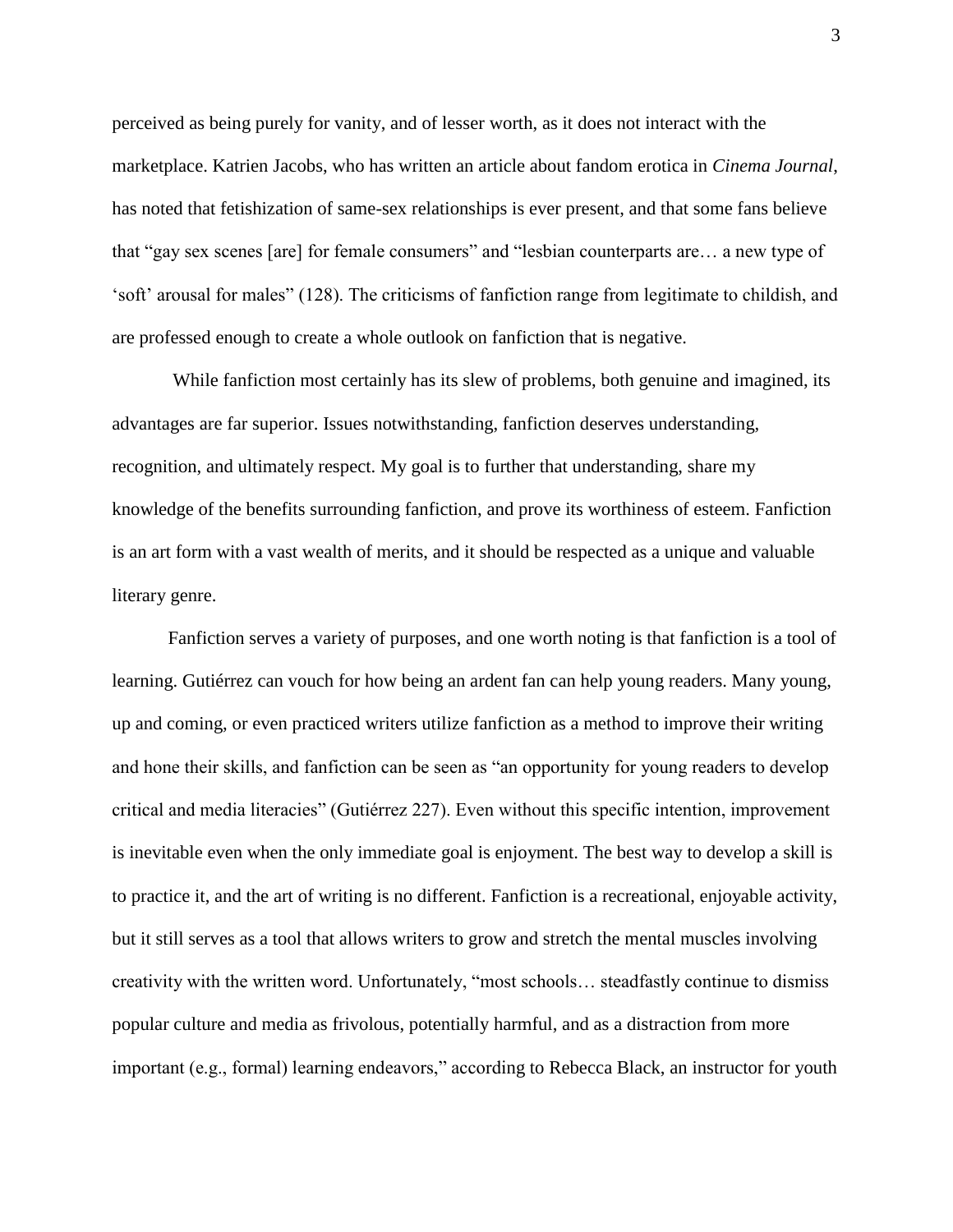perceived as being purely for vanity, and of lesser worth, as it does not interact with the marketplace. Katrien Jacobs, who has written an article about fandom erotica in *Cinema Journal*, has noted that fetishization of same-sex relationships is ever present, and that some fans believe that "gay sex scenes [are] for female consumers" and "lesbian counterparts are… a new type of 'soft' arousal for males" (128). The criticisms of fanfiction range from legitimate to childish, and are professed enough to create a whole outlook on fanfiction that is negative.

While fanfiction most certainly has its slew of problems, both genuine and imagined, its advantages are far superior. Issues notwithstanding, fanfiction deserves understanding, recognition, and ultimately respect. My goal is to further that understanding, share my knowledge of the benefits surrounding fanfiction, and prove its worthiness of esteem. Fanfiction is an art form with a vast wealth of merits, and it should be respected as a unique and valuable literary genre.

Fanfiction serves a variety of purposes, and one worth noting is that fanfiction is a tool of learning. Gutiérrez can vouch for how being an ardent fan can help young readers. Many young, up and coming, or even practiced writers utilize fanfiction as a method to improve their writing and hone their skills, and fanfiction can be seen as "an opportunity for young readers to develop critical and media literacies" (Gutiérrez 227). Even without this specific intention, improvement is inevitable even when the only immediate goal is enjoyment. The best way to develop a skill is to practice it, and the art of writing is no different. Fanfiction is a recreational, enjoyable activity, but it still serves as a tool that allows writers to grow and stretch the mental muscles involving creativity with the written word. Unfortunately, "most schools… steadfastly continue to dismiss popular culture and media as frivolous, potentially harmful, and as a distraction from more important (e.g., formal) learning endeavors," according to Rebecca Black, an instructor for youth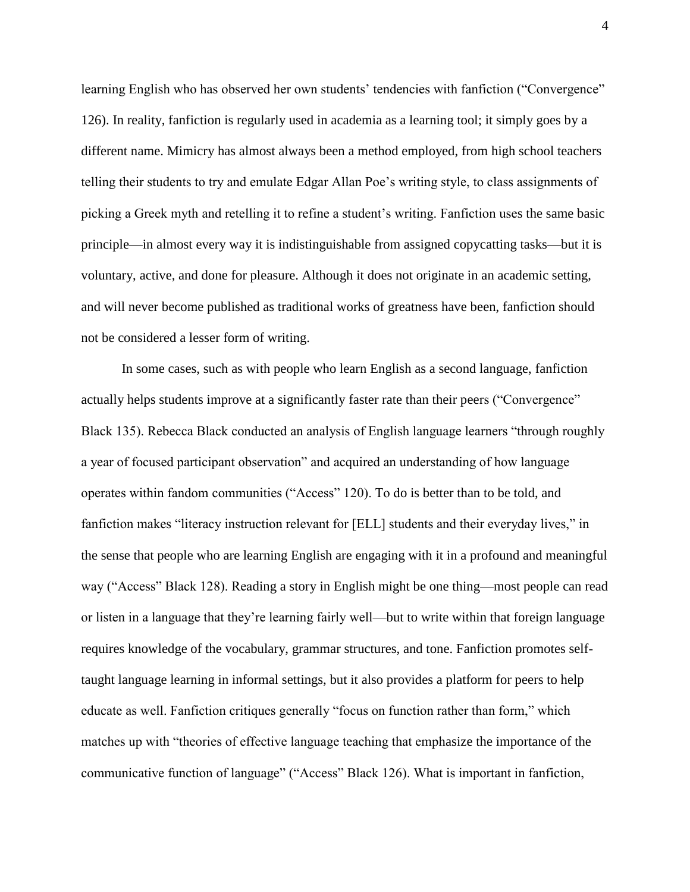learning English who has observed her own students' tendencies with fanfiction ("Convergence" 126). In reality, fanfiction is regularly used in academia as a learning tool; it simply goes by a different name. Mimicry has almost always been a method employed, from high school teachers telling their students to try and emulate Edgar Allan Poe's writing style, to class assignments of picking a Greek myth and retelling it to refine a student's writing. Fanfiction uses the same basic principle—in almost every way it is indistinguishable from assigned copycatting tasks—but it is voluntary, active, and done for pleasure. Although it does not originate in an academic setting, and will never become published as traditional works of greatness have been, fanfiction should not be considered a lesser form of writing.

In some cases, such as with people who learn English as a second language, fanfiction actually helps students improve at a significantly faster rate than their peers ("Convergence" Black 135). Rebecca Black conducted an analysis of English language learners "through roughly a year of focused participant observation" and acquired an understanding of how language operates within fandom communities ("Access" 120). To do is better than to be told, and fanfiction makes "literacy instruction relevant for [ELL] students and their everyday lives," in the sense that people who are learning English are engaging with it in a profound and meaningful way ("Access" Black 128). Reading a story in English might be one thing—most people can read or listen in a language that they're learning fairly well—but to write within that foreign language requires knowledge of the vocabulary, grammar structures, and tone. Fanfiction promotes self-taught language learning in informal settings, but it also provides a platform for peers to help educate as well. Fanfiction critiques generally "focus on function rather than form," which matches up with "theories of effective language teaching that emphasize the importance of the communicative function of language" ("Access" Black 126). What is important in fanfiction,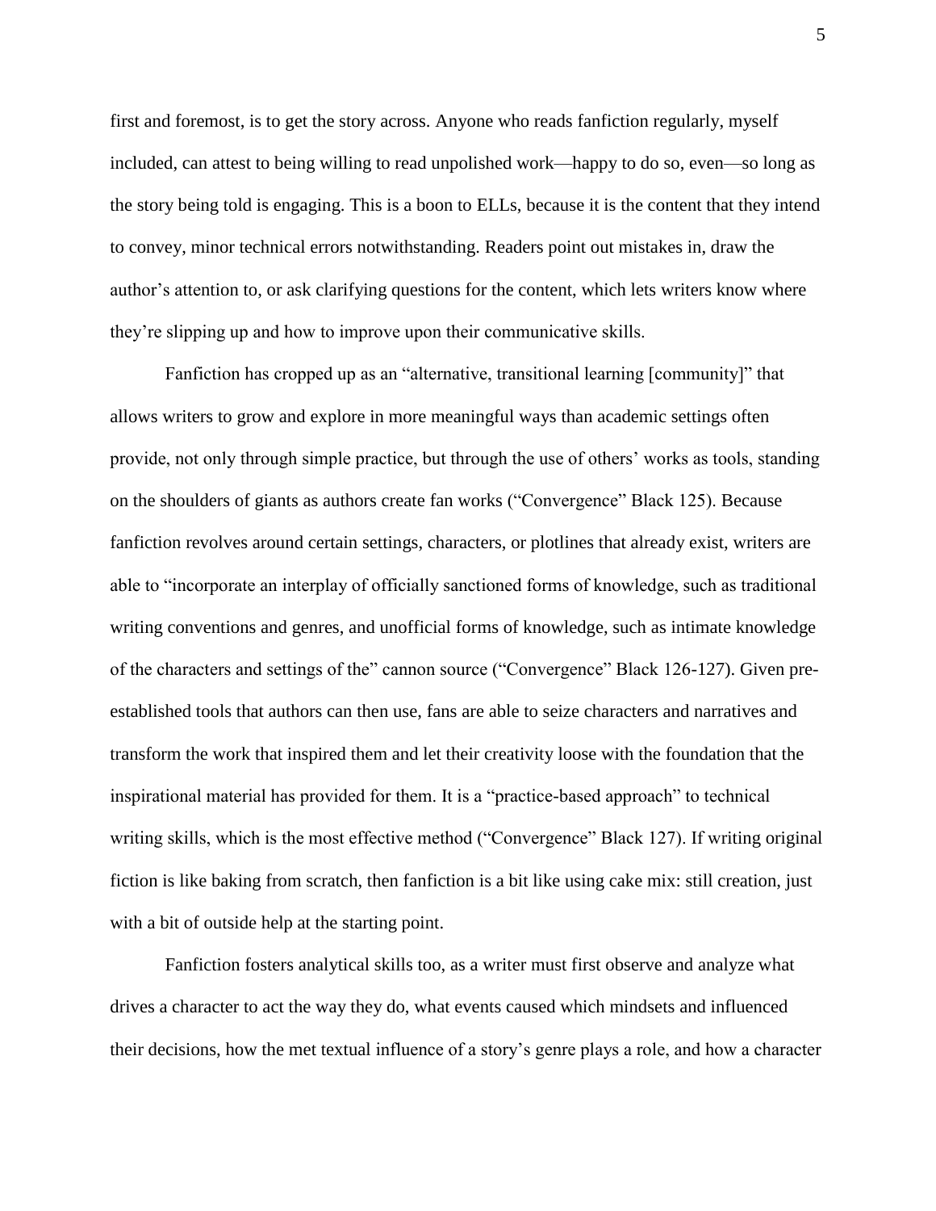first and foremost, is to get the story across. Anyone who reads fanfiction regularly, myself included, can attest to being willing to read unpolished work—happy to do so, even—so long as the story being told is engaging. This is a boon to ELLs, because it is the content that they intend to convey, minor technical errors notwithstanding. Readers point out mistakes in, draw the author's attention to, or ask clarifying questions for the content, which lets writers know where they're slipping up and how to improve upon their communicative skills.

Fanfiction has cropped up as an "alternative, transitional learning [community]" that allows writers to grow and explore in more meaningful ways than academic settings often provide, not only through simple practice, but through the use of others' works as tools, standing on the shoulders of giants as authors create fan works ("Convergence" Black 125). Because fanfiction revolves around certain settings, characters, or plotlines that already exist, writers are able to "incorporate an interplay of officially sanctioned forms of knowledge, such as traditional writing conventions and genres, and unofficial forms of knowledge, such as intimate knowledge of the characters and settings of the" cannon source ("Convergence" Black 126-127). Given pre-established tools that authors can then use, fans are able to seize characters and narratives and transform the work that inspired them and let their creativity loose with the foundation that the inspirational material has provided for them. It is a "practice-based approach" to technical writing skills, which is the most effective method ("Convergence" Black 127). If writing original fiction is like baking from scratch, then fanfiction is a bit like using cake mix: still creation, just with a bit of outside help at the starting point.

Fanfiction fosters analytical skills too, as a writer must first observe and analyze what drives a character to act the way they do, what events caused which mindsets and influenced their decisions, how the met textual influence of a story's genre plays a role, and how a character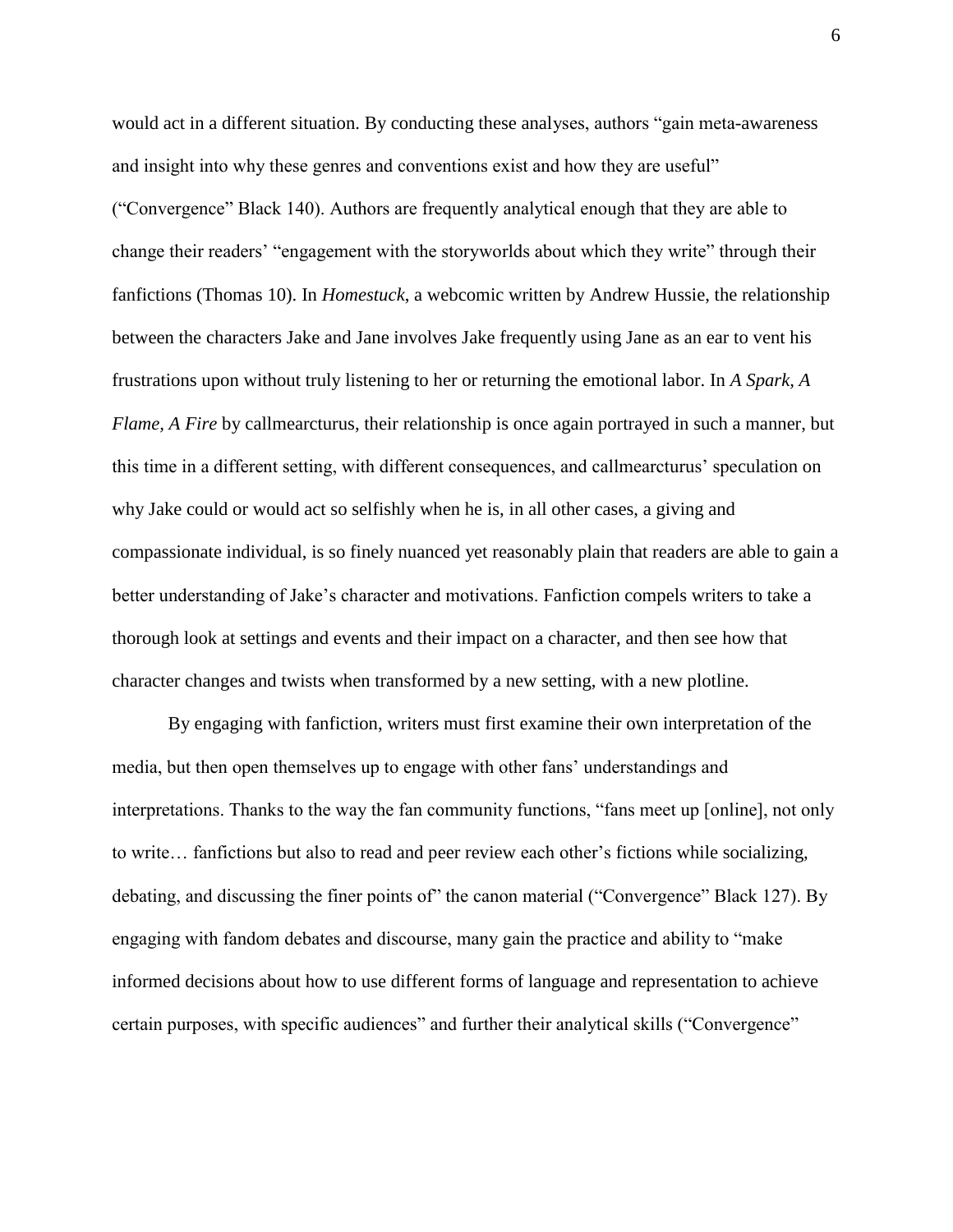would act in a different situation. By conducting these analyses, authors "gain meta-awareness and insight into why these genres and conventions exist and how they are useful" ("Convergence" Black 140). Authors are frequently analytical enough that they are able to change their readers' "engagement with the storyworlds about which they write" through their fanfictions (Thomas 10). In *Homestuck*, a webcomic written by Andrew Hussie, the relationship between the characters Jake and Jane involves Jake frequently using Jane as an ear to vent his frustrations upon without truly listening to her or returning the emotional labor. In *A Spark, A Flame, A Fire* by callmearcturus, their relationship is once again portrayed in such a manner, but this time in a different setting, with different consequences, and callmearcturus' speculation on why Jake could or would act so selfishly when he is, in all other cases, a giving and compassionate individual, is so finely nuanced yet reasonably plain that readers are able to gain a better understanding of Jake's character and motivations. Fanfiction compels writers to take a thorough look at settings and events and their impact on a character, and then see how that character changes and twists when transformed by a new setting, with a new plotline.

By engaging with fanfiction, writers must first examine their own interpretation of the media, but then open themselves up to engage with other fans' understandings and interpretations. Thanks to the way the fan community functions, "fans meet up [online], not only to write… fanfictions but also to read and peer review each other's fictions while socializing, debating, and discussing the finer points of" the canon material ("Convergence" Black 127). By engaging with fandom debates and discourse, many gain the practice and ability to "make informed decisions about how to use different forms of language and representation to achieve certain purposes, with specific audiences" and further their analytical skills ("Convergence"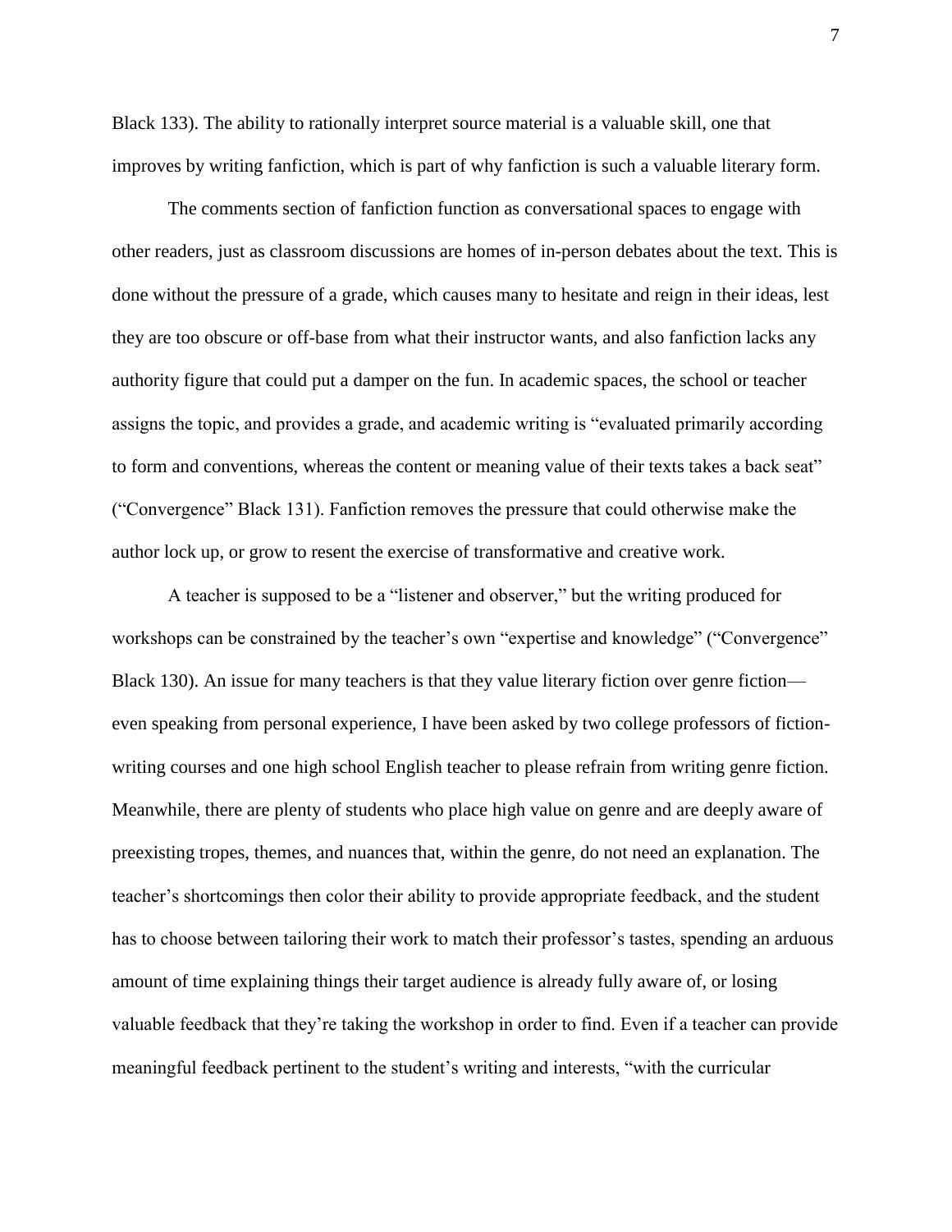Black 133). The ability to rationally interpret source material is a valuable skill, one that improves by writing fanfiction, which is part of why fanfiction is such a valuable literary form.

The comments section of fanfiction function as conversational spaces to engage with other readers, just as classroom discussions are homes of in-person debates about the text. This is done without the pressure of a grade, which causes many to hesitate and reign in their ideas, lest they are too obscure or off-base from what their instructor wants, and also fanfiction lacks any authority figure that could put a damper on the fun. In academic spaces, the school or teacher assigns the topic, and provides a grade, and academic writing is "evaluated primarily according to form and conventions, whereas the content or meaning value of their texts takes a back seat" ("Convergence" Black 131). Fanfiction removes the pressure that could otherwise make the author lock up, or grow to resent the exercise of transformative and creative work.

A teacher is supposed to be a "listener and observer," but the writing produced for workshops can be constrained by the teacher's own "expertise and knowledge" ("Convergence" Black 130). An issue for many teachers is that they value literary fiction over genre fiction—even speaking from personal experience, I have been asked by two college professors of fiction-writing courses and one high school English teacher to please refrain from writing genre fiction. Meanwhile, there are plenty of students who place high value on genre and are deeply aware of preexisting tropes, themes, and nuances that, within the genre, do not need an explanation. The teacher's shortcomings then color their ability to provide appropriate feedback, and the student has to choose between tailoring their work to match their professor's tastes, spending an arduous amount of time explaining things their target audience is already fully aware of, or losing valuable feedback that they're taking the workshop in order to find. Even if a teacher can provide meaningful feedback pertinent to the student's writing and interests, "with the curricular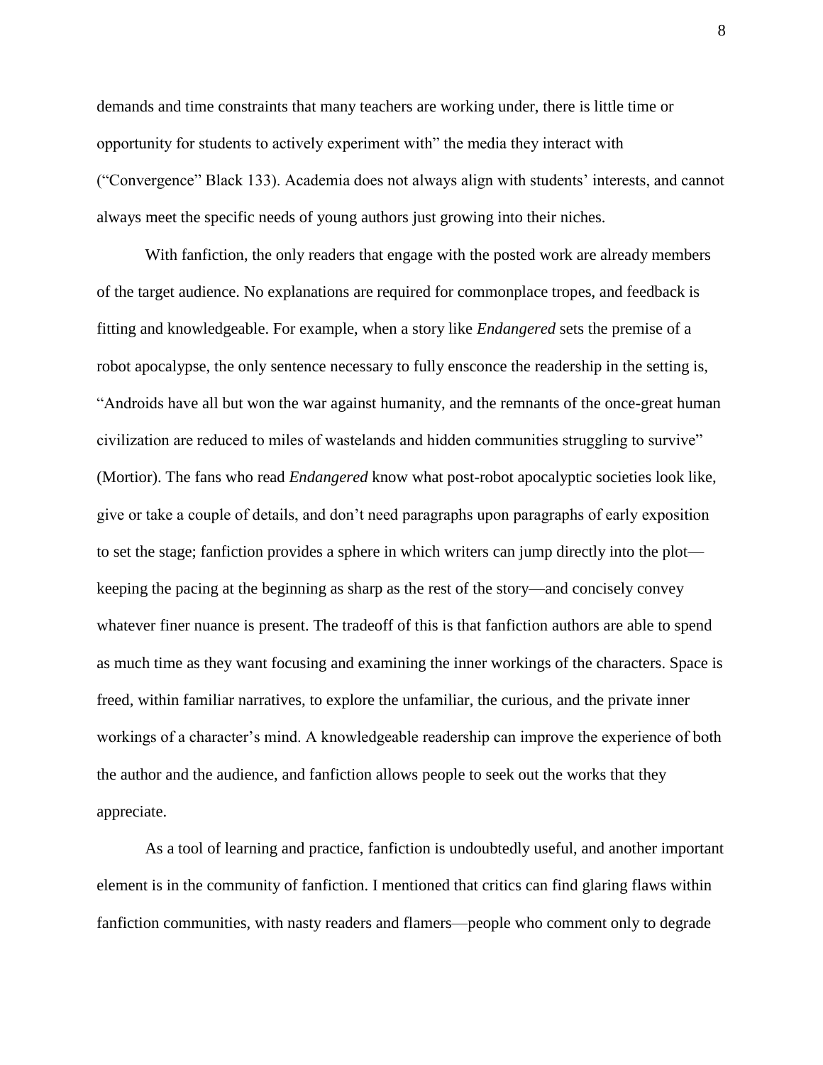demands and time constraints that many teachers are working under, there is little time or opportunity for students to actively experiment with" the media they interact with ("Convergence" Black 133). Academia does not always align with students' interests, and cannot always meet the specific needs of young authors just growing into their niches.

With fanfiction, the only readers that engage with the posted work are already members of the target audience. No explanations are required for commonplace tropes, and feedback is fitting and knowledgeable. For example, when a story like *Endangered* sets the premise of a robot apocalypse, the only sentence necessary to fully ensconce the readership in the setting is, "Androids have all but won the war against humanity, and the remnants of the once-great human civilization are reduced to miles of wastelands and hidden communities struggling to survive" (Mortior). The fans who read *Endangered* know what post-robot apocalyptic societies look like, give or take a couple of details, and don't need paragraphs upon paragraphs of early exposition to set the stage; fanfiction provides a sphere in which writers can jump directly into the plot—keeping the pacing at the beginning as sharp as the rest of the story—and concisely convey whatever finer nuance is present. The tradeoff of this is that fanfiction authors are able to spend as much time as they want focusing and examining the inner workings of the characters. Space is freed, within familiar narratives, to explore the unfamiliar, the curious, and the private inner workings of a character's mind. A knowledgeable readership can improve the experience of both the author and the audience, and fanfiction allows people to seek out the works that they appreciate.

As a tool of learning and practice, fanfiction is undoubtedly useful, and another important element is in the community of fanfiction. I mentioned that critics can find glaring flaws within fanfiction communities, with nasty readers and flamers—people who comment only to degrade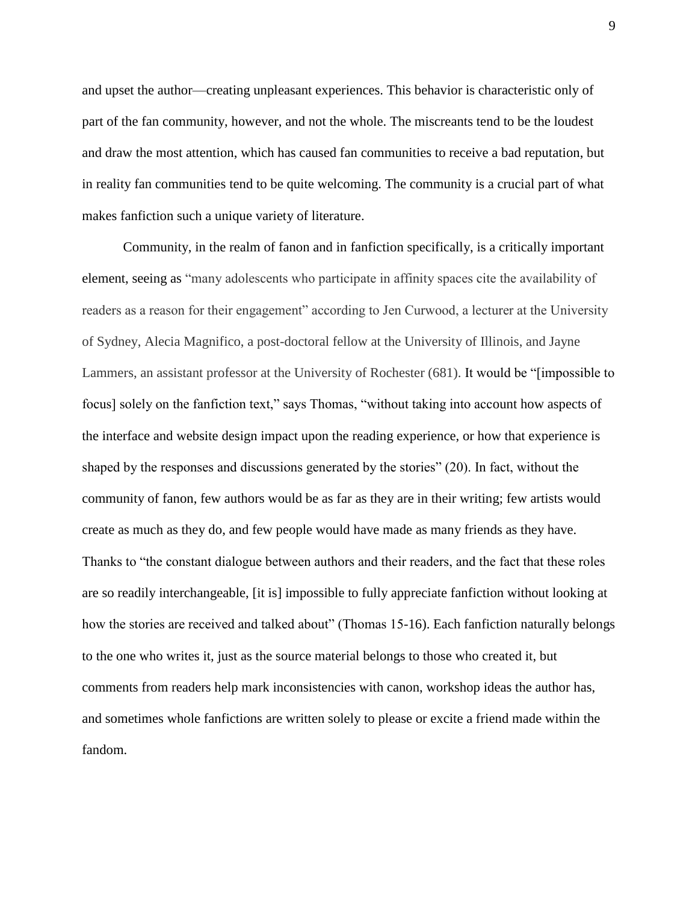and upset the author—creating unpleasant experiences. This behavior is characteristic only of part of the fan community, however, and not the whole. The miscreants tend to be the loudest and draw the most attention, which has caused fan communities to receive a bad reputation, but in reality fan communities tend to be quite welcoming. The community is a crucial part of what makes fanfiction such a unique variety of literature.

Community, in the realm of fanon and in fanfiction specifically, is a critically important element, seeing as "many adolescents who participate in affinity spaces cite the availability of readers as a reason for their engagement" according to Jen Curwood, a lecturer at the University of Sydney, Alecia Magnifico, a post-doctoral fellow at the University of Illinois, and Jayne Lammers, an assistant professor at the University of Rochester (681). It would be "[impossible to focus] solely on the fanfiction text," says Thomas, "without taking into account how aspects of the interface and website design impact upon the reading experience, or how that experience is shaped by the responses and discussions generated by the stories" (20). In fact, without the community of fanon, few authors would be as far as they are in their writing; few artists would create as much as they do, and few people would have made as many friends as they have. Thanks to "the constant dialogue between authors and their readers, and the fact that these roles are so readily interchangeable, [it is] impossible to fully appreciate fanfiction without looking at how the stories are received and talked about" (Thomas 15-16). Each fanfiction naturally belongs to the one who writes it, just as the source material belongs to those who created it, but comments from readers help mark inconsistencies with canon, workshop ideas the author has, and sometimes whole fanfictions are written solely to please or excite a friend made within the fandom.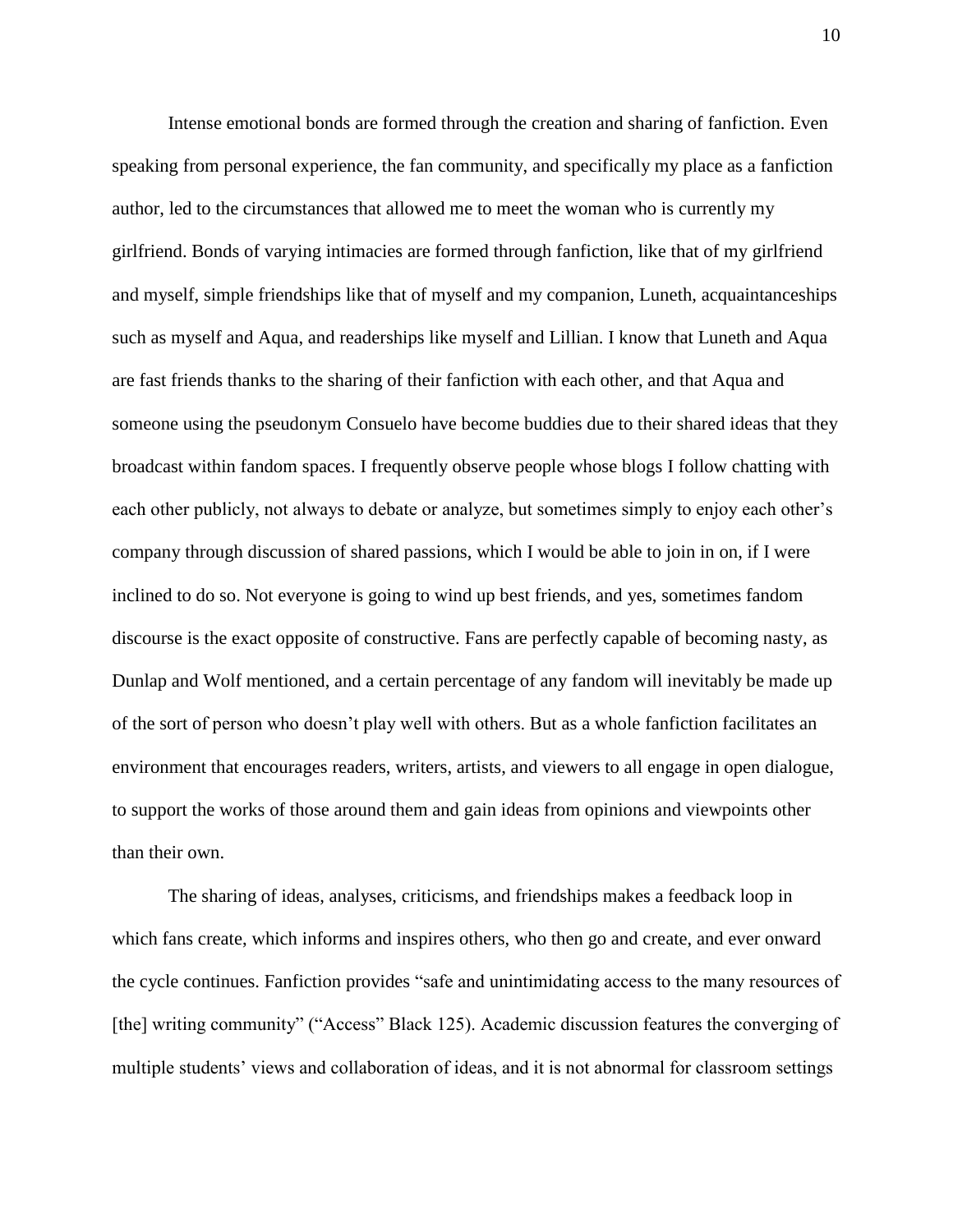Intense emotional bonds are formed through the creation and sharing of fanfiction. Even speaking from personal experience, the fan community, and specifically my place as a fanfiction author, led to the circumstances that allowed me to meet the woman who is currently my girlfriend. Bonds of varying intimacies are formed through fanfiction, like that of my girlfriend and myself, simple friendships like that of myself and my companion, Luneth, acquaintanceships such as myself and Aqua, and readerships like myself and Lillian. I know that Luneth and Aqua are fast friends thanks to the sharing of their fanfiction with each other, and that Aqua and someone using the pseudonym Consuelo have become buddies due to their shared ideas that they broadcast within fandom spaces. I frequently observe people whose blogs I follow chatting with each other publicly, not always to debate or analyze, but sometimes simply to enjoy each other's company through discussion of shared passions, which I would be able to join in on, if I were inclined to do so. Not everyone is going to wind up best friends, and yes, sometimes fandom discourse is the exact opposite of constructive. Fans are perfectly capable of becoming nasty, as Dunlap and Wolf mentioned, and a certain percentage of any fandom will inevitably be made up of the sort of person who doesn't play well with others. But as a whole fanfiction facilitates an environment that encourages readers, writers, artists, and viewers to all engage in open dialogue, to support the works of those around them and gain ideas from opinions and viewpoints other than their own.

The sharing of ideas, analyses, criticisms, and friendships makes a feedback loop in which fans create, which informs and inspires others, who then go and create, and ever onward the cycle continues. Fanfiction provides "safe and unintimidating access to the many resources of [the] writing community" ("Access" Black 125). Academic discussion features the converging of multiple students' views and collaboration of ideas, and it is not abnormal for classroom settings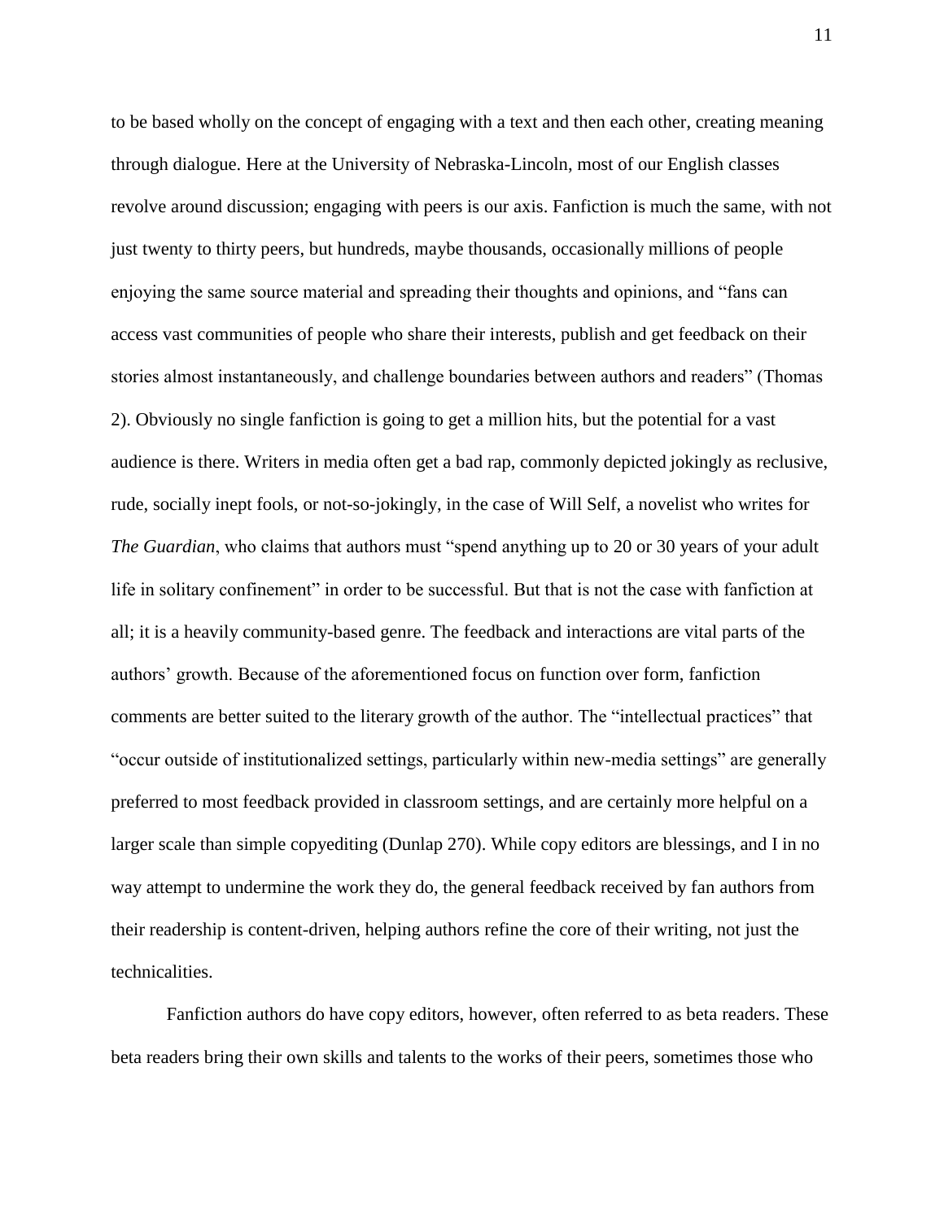to be based wholly on the concept of engaging with a text and then each other, creating meaning through dialogue. Here at the University of Nebraska-Lincoln, most of our English classes revolve around discussion; engaging with peers is our axis. Fanfiction is much the same, with not just twenty to thirty peers, but hundreds, maybe thousands, occasionally millions of people enjoying the same source material and spreading their thoughts and opinions, and "fans can access vast communities of people who share their interests, publish and get feedback on their stories almost instantaneously, and challenge boundaries between authors and readers" (Thomas 2). Obviously no single fanfiction is going to get a million hits, but the potential for a vast audience is there. Writers in media often get a bad rap, commonly depicted jokingly as reclusive, rude, socially inept fools, or not-so-jokingly, in the case of Will Self, a novelist who writes for *The Guardian*, who claims that authors must "spend anything up to 20 or 30 years of your adult life in solitary confinement" in order to be successful. But that is not the case with fanfiction at all; it is a heavily community-based genre. The feedback and interactions are vital parts of the authors' growth. Because of the aforementioned focus on function over form, fanfiction comments are better suited to the literary growth of the author. The "intellectual practices" that "occur outside of institutionalized settings, particularly within new-media settings" are generally preferred to most feedback provided in classroom settings, and are certainly more helpful on a larger scale than simple copyediting (Dunlap 270). While copy editors are blessings, and I in no way attempt to undermine the work they do, the general feedback received by fan authors from their readership is content-driven, helping authors refine the core of their writing, not just the technicalities.

Fanfiction authors do have copy editors, however, often referred to as beta readers. These beta readers bring their own skills and talents to the works of their peers, sometimes those who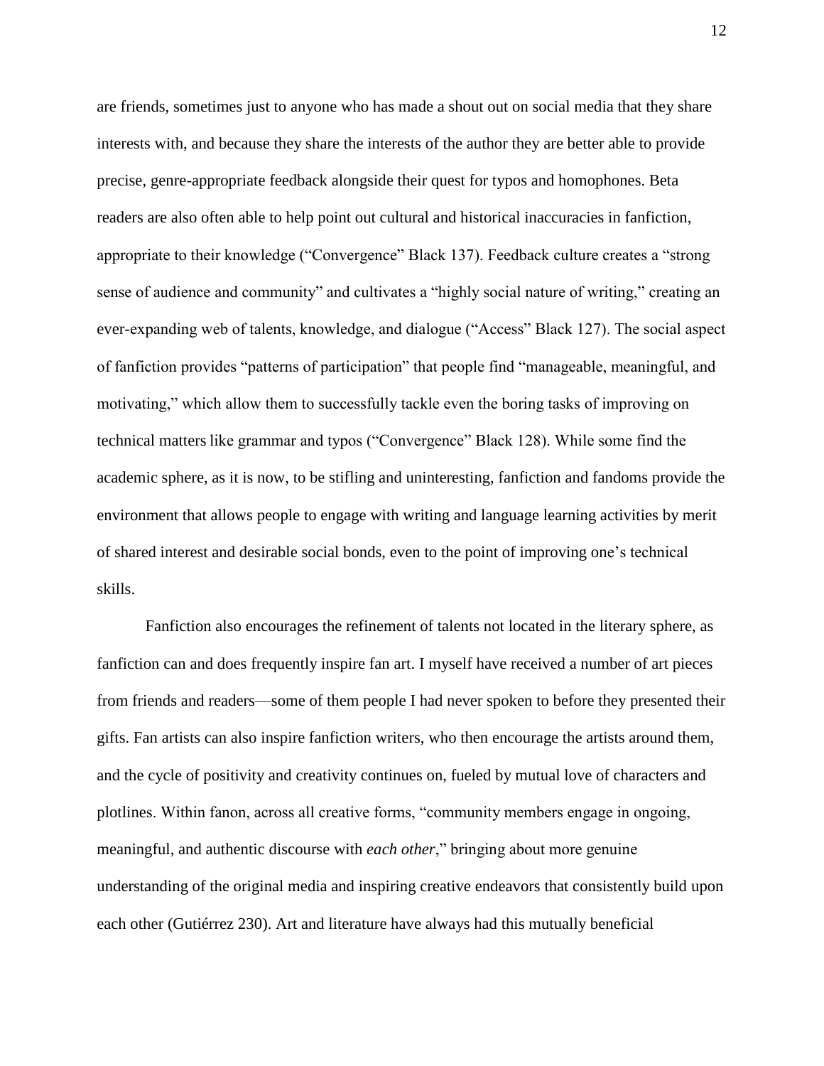are friends, sometimes just to anyone who has made a shout out on social media that they share interests with, and because they share the interests of the author they are better able to provide precise, genre-appropriate feedback alongside their quest for typos and homophones. Beta readers are also often able to help point out cultural and historical inaccuracies in fanfiction, appropriate to their knowledge ("Convergence" Black 137). Feedback culture creates a "strong sense of audience and community" and cultivates a "highly social nature of writing," creating an ever-expanding web of talents, knowledge, and dialogue ("Access" Black 127). The social aspect of fanfiction provides "patterns of participation" that people find "manageable, meaningful, and motivating," which allow them to successfully tackle even the boring tasks of improving on technical matters like grammar and typos ("Convergence" Black 128). While some find the academic sphere, as it is now, to be stifling and uninteresting, fanfiction and fandoms provide the environment that allows people to engage with writing and language learning activities by merit of shared interest and desirable social bonds, even to the point of improving one's technical skills.

Fanfiction also encourages the refinement of talents not located in the literary sphere, as fanfiction can and does frequently inspire fan art. I myself have received a number of art pieces from friends and readers—some of them people I had never spoken to before they presented their gifts. Fan artists can also inspire fanfiction writers, who then encourage the artists around them, and the cycle of positivity and creativity continues on, fueled by mutual love of characters and plotlines. Within fanon, across all creative forms, "community members engage in ongoing, meaningful, and authentic discourse with *each other*," bringing about more genuine understanding of the original media and inspiring creative endeavors that consistently build upon each other (Gutiérrez 230). Art and literature have always had this mutually beneficial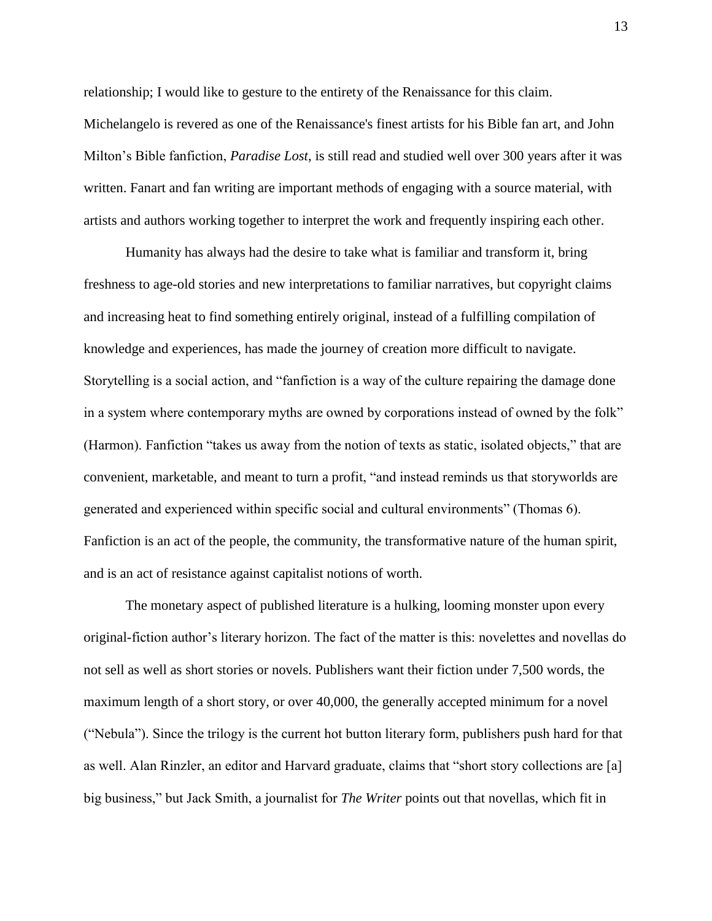relationship; I would like to gesture to the entirety of the Renaissance for this claim. Michelangelo is revered as one of the Renaissance's finest artists for his Bible fan art, and John Milton's Bible fanfiction, *Paradise Lost*, is still read and studied well over 300 years after it was written. Fanart and fan writing are important methods of engaging with a source material, with artists and authors working together to interpret the work and frequently inspiring each other.

Humanity has always had the desire to take what is familiar and transform it, bring freshness to age-old stories and new interpretations to familiar narratives, but copyright claims and increasing heat to find something entirely original, instead of a fulfilling compilation of knowledge and experiences, has made the journey of creation more difficult to navigate. Storytelling is a social action, and "fanfiction is a way of the culture repairing the damage done in a system where contemporary myths are owned by corporations instead of owned by the folk" (Harmon). Fanfiction "takes us away from the notion of texts as static, isolated objects," that are convenient, marketable, and meant to turn a profit, "and instead reminds us that storyworlds are generated and experienced within specific social and cultural environments" (Thomas 6). Fanfiction is an act of the people, the community, the transformative nature of the human spirit, and is an act of resistance against capitalist notions of worth.

The monetary aspect of published literature is a hulking, looming monster upon every original-fiction author's literary horizon. The fact of the matter is this: novelettes and novellas do not sell as well as short stories or novels. Publishers want their fiction under 7,500 words, the maximum length of a short story, or over 40,000, the generally accepted minimum for a novel ("Nebula"). Since the trilogy is the current hot button literary form, publishers push hard for that as well. Alan Rinzler, an editor and Harvard graduate, claims that "short story collections are [a] big business," but Jack Smith, a journalist for *The Writer* points out that novellas, which fit in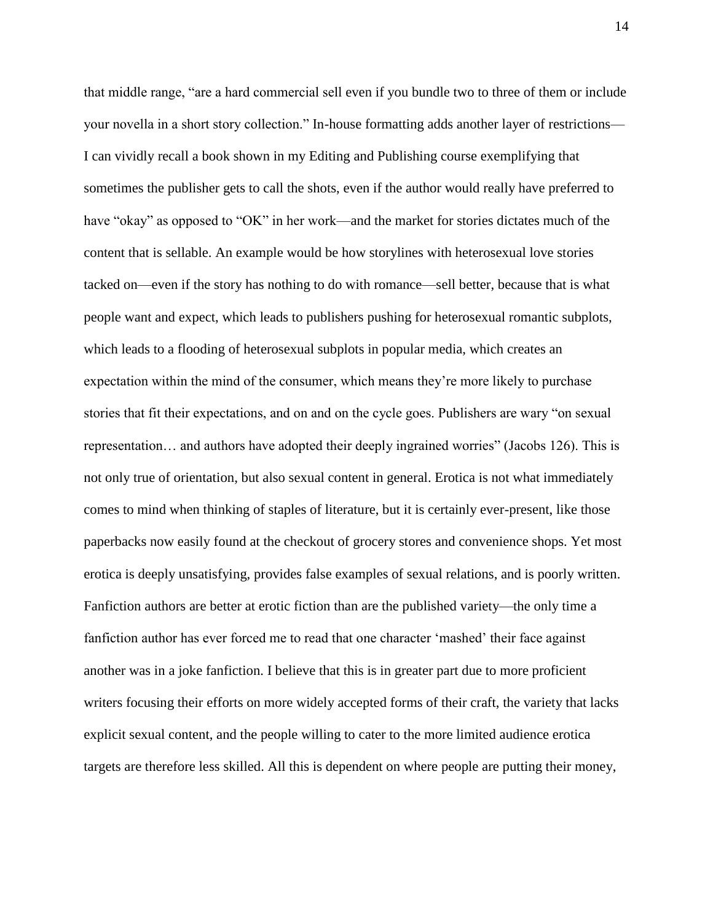that middle range, "are a hard commercial sell even if you bundle two to three of them or include your novella in a short story collection." In-house formatting adds another layer of restrictions—I can vividly recall a book shown in my Editing and Publishing course exemplifying that sometimes the publisher gets to call the shots, even if the author would really have preferred to have "okay" as opposed to "OK" in her work—and the market for stories dictates much of the content that is sellable. An example would be how storylines with heterosexual love stories tacked on—even if the story has nothing to do with romance—sell better, because that is what people want and expect, which leads to publishers pushing for heterosexual romantic subplots, which leads to a flooding of heterosexual subplots in popular media, which creates an expectation within the mind of the consumer, which means they're more likely to purchase stories that fit their expectations, and on and on the cycle goes. Publishers are wary "on sexual representation… and authors have adopted their deeply ingrained worries" (Jacobs 126). This is not only true of orientation, but also sexual content in general. Erotica is not what immediately comes to mind when thinking of staples of literature, but it is certainly ever-present, like those paperbacks now easily found at the checkout of grocery stores and convenience shops. Yet most erotica is deeply unsatisfying, provides false examples of sexual relations, and is poorly written. Fanfiction authors are better at erotic fiction than are the published variety—the only time a fanfiction author has ever forced me to read that one character 'mashed' their face against another was in a joke fanfiction. I believe that this is in greater part due to more proficient writers focusing their efforts on more widely accepted forms of their craft, the variety that lacks explicit sexual content, and the people willing to cater to the more limited audience erotica targets are therefore less skilled. All this is dependent on where people are putting their money,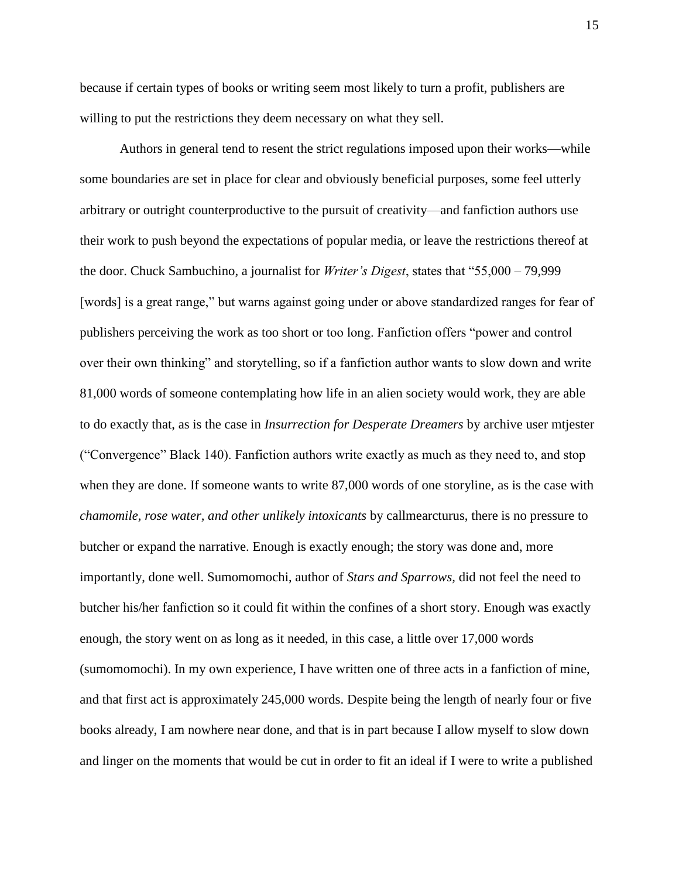because if certain types of books or writing seem most likely to turn a profit, publishers are willing to put the restrictions they deem necessary on what they sell.

Authors in general tend to resent the strict regulations imposed upon their works—while some boundaries are set in place for clear and obviously beneficial purposes, some feel utterly arbitrary or outright counterproductive to the pursuit of creativity—and fanfiction authors use their work to push beyond the expectations of popular media, or leave the restrictions thereof at the door. Chuck Sambuchino, a journalist for *Writer's Digest*, states that "55,000 – 79,999 [words] is a great range," but warns against going under or above standardized ranges for fear of publishers perceiving the work as too short or too long. Fanfiction offers "power and control over their own thinking" and storytelling, so if a fanfiction author wants to slow down and write 81,000 words of someone contemplating how life in an alien society would work, they are able to do exactly that, as is the case in *Insurrection for Desperate Dreamers* by archive user mtjester ("Convergence" Black 140). Fanfiction authors write exactly as much as they need to, and stop when they are done. If someone wants to write 87,000 words of one storyline, as is the case with *chamomile, rose water, and other unlikely intoxicants* by callmearcturus, there is no pressure to butcher or expand the narrative. Enough is exactly enough; the story was done and, more importantly, done well. Sumomomochi, author of *Stars and Sparrows,* did not feel the need to butcher his/her fanfiction so it could fit within the confines of a short story. Enough was exactly enough, the story went on as long as it needed, in this case, a little over 17,000 words (sumomomochi). In my own experience, I have written one of three acts in a fanfiction of mine, and that first act is approximately 245,000 words. Despite being the length of nearly four or five books already, I am nowhere near done, and that is in part because I allow myself to slow down and linger on the moments that would be cut in order to fit an ideal if I were to write a published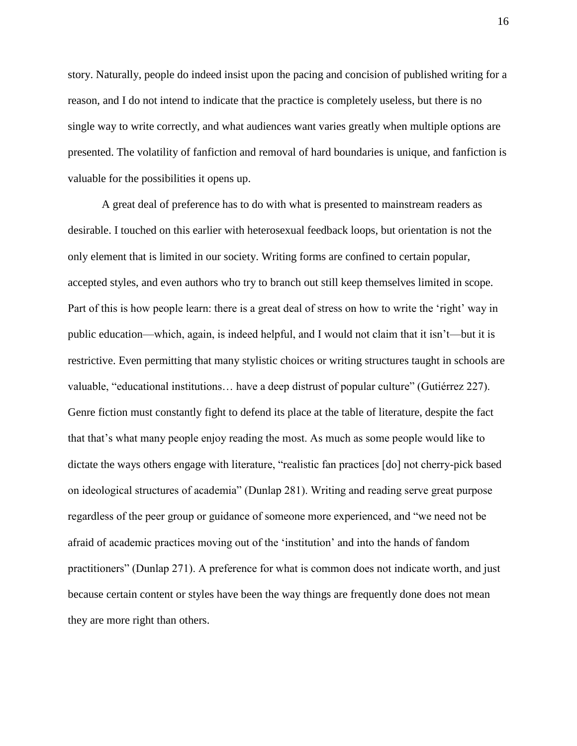story. Naturally, people do indeed insist upon the pacing and concision of published writing for a reason, and I do not intend to indicate that the practice is completely useless, but there is no single way to write correctly, and what audiences want varies greatly when multiple options are presented. The volatility of fanfiction and removal of hard boundaries is unique, and fanfiction is valuable for the possibilities it opens up.

A great deal of preference has to do with what is presented to mainstream readers as desirable. I touched on this earlier with heterosexual feedback loops, but orientation is not the only element that is limited in our society. Writing forms are confined to certain popular, accepted styles, and even authors who try to branch out still keep themselves limited in scope. Part of this is how people learn: there is a great deal of stress on how to write the 'right' way in public education—which, again, is indeed helpful, and I would not claim that it isn't—but it is restrictive. Even permitting that many stylistic choices or writing structures taught in schools are valuable, "educational institutions… have a deep distrust of popular culture" (Gutiérrez 227). Genre fiction must constantly fight to defend its place at the table of literature, despite the fact that that's what many people enjoy reading the most. As much as some people would like to dictate the ways others engage with literature, "realistic fan practices [do] not cherry-pick based on ideological structures of academia" (Dunlap 281). Writing and reading serve great purpose regardless of the peer group or guidance of someone more experienced, and "we need not be afraid of academic practices moving out of the 'institution' and into the hands of fandom practitioners" (Dunlap 271). A preference for what is common does not indicate worth, and just because certain content or styles have been the way things are frequently done does not mean they are more right than others.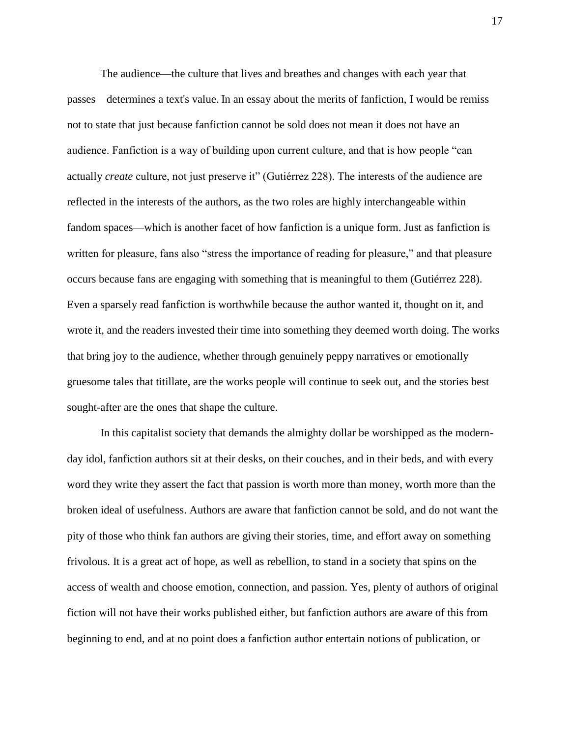The audience—the culture that lives and breathes and changes with each year that passes—determines a text's value. In an essay about the merits of fanfiction, I would be remiss not to state that just because fanfiction cannot be sold does not mean it does not have an audience. Fanfiction is a way of building upon current culture, and that is how people "can actually *create* culture, not just preserve it" (Gutiérrez 228). The interests of the audience are reflected in the interests of the authors, as the two roles are highly interchangeable within fandom spaces—which is another facet of how fanfiction is a unique form. Just as fanfiction is written for pleasure, fans also "stress the importance of reading for pleasure," and that pleasure occurs because fans are engaging with something that is meaningful to them (Gutiérrez 228). Even a sparsely read fanfiction is worthwhile because the author wanted it, thought on it, and wrote it, and the readers invested their time into something they deemed worth doing. The works that bring joy to the audience, whether through genuinely peppy narratives or emotionally gruesome tales that titillate, are the works people will continue to seek out, and the stories best sought-after are the ones that shape the culture.

In this capitalist society that demands the almighty dollar be worshipped as the modern-day idol, fanfiction authors sit at their desks, on their couches, and in their beds, and with every word they write they assert the fact that passion is worth more than money, worth more than the broken ideal of usefulness. Authors are aware that fanfiction cannot be sold, and do not want the pity of those who think fan authors are giving their stories, time, and effort away on something frivolous. It is a great act of hope, as well as rebellion, to stand in a society that spins on the access of wealth and choose emotion, connection, and passion. Yes, plenty of authors of original fiction will not have their works published either, but fanfiction authors are aware of this from beginning to end, and at no point does a fanfiction author entertain notions of publication, or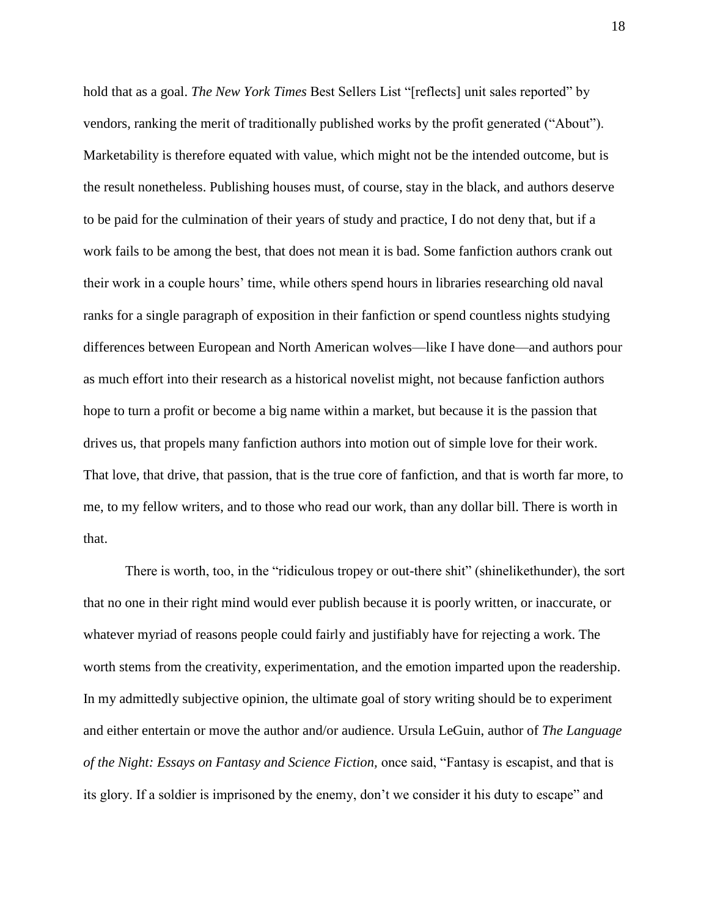hold that as a goal. *The New York Times* Best Sellers List "[reflects] unit sales reported" by vendors, ranking the merit of traditionally published works by the profit generated ("About"). Marketability is therefore equated with value, which might not be the intended outcome, but is the result nonetheless. Publishing houses must, of course, stay in the black, and authors deserve to be paid for the culmination of their years of study and practice, I do not deny that, but if a work fails to be among the best, that does not mean it is bad. Some fanfiction authors crank out their work in a couple hours' time, while others spend hours in libraries researching old naval ranks for a single paragraph of exposition in their fanfiction or spend countless nights studying differences between European and North American wolves—like I have done—and authors pour as much effort into their research as a historical novelist might, not because fanfiction authors hope to turn a profit or become a big name within a market, but because it is the passion that drives us, that propels many fanfiction authors into motion out of simple love for their work. That love, that drive, that passion, that is the true core of fanfiction, and that is worth far more, to me, to my fellow writers, and to those who read our work, than any dollar bill. There is worth in that.

There is worth, too, in the "ridiculous tropey or out-there shit" (shinelikethunder), the sort that no one in their right mind would ever publish because it is poorly written, or inaccurate, or whatever myriad of reasons people could fairly and justifiably have for rejecting a work. The worth stems from the creativity, experimentation, and the emotion imparted upon the readership. In my admittedly subjective opinion, the ultimate goal of story writing should be to experiment and either entertain or move the author and/or audience. Ursula LeGuin, author of *The Language of the Night: Essays on Fantasy and Science Fiction,* once said, "Fantasy is escapist, and that is its glory. If a soldier is imprisoned by the enemy, don't we consider it his duty to escape" and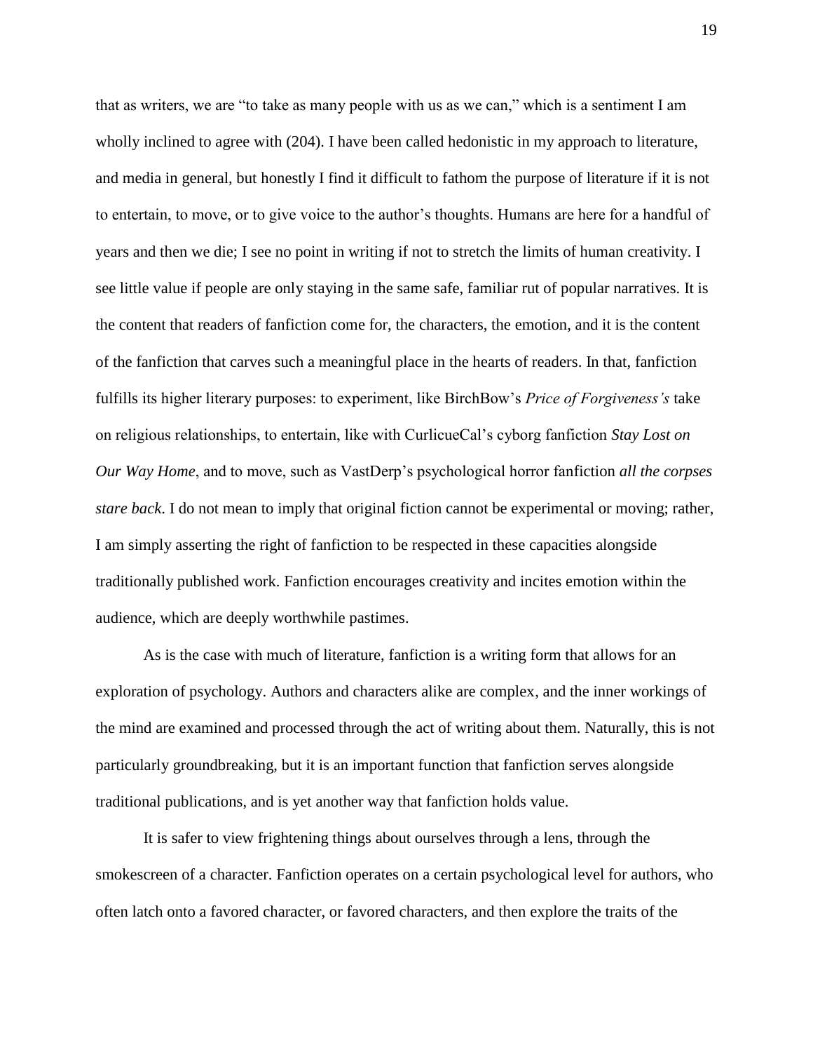that as writers, we are "to take as many people with us as we can," which is a sentiment I am wholly inclined to agree with (204). I have been called hedonistic in my approach to literature, and media in general, but honestly I find it difficult to fathom the purpose of literature if it is not to entertain, to move, or to give voice to the author's thoughts. Humans are here for a handful of years and then we die; I see no point in writing if not to stretch the limits of human creativity. I see little value if people are only staying in the same safe, familiar rut of popular narratives. It is the content that readers of fanfiction come for, the characters, the emotion, and it is the content of the fanfiction that carves such a meaningful place in the hearts of readers. In that, fanfiction fulfills its higher literary purposes: to experiment, like BirchBow's *Price of Forgiveness's* take on religious relationships, to entertain, like with CurlicueCal's cyborg fanfiction *Stay Lost on Our Way Home*, and to move, such as VastDerp's psychological horror fanfiction *all the corpses stare back*. I do not mean to imply that original fiction cannot be experimental or moving; rather, I am simply asserting the right of fanfiction to be respected in these capacities alongside traditionally published work. Fanfiction encourages creativity and incites emotion within the audience, which are deeply worthwhile pastimes.

As is the case with much of literature, fanfiction is a writing form that allows for an exploration of psychology. Authors and characters alike are complex, and the inner workings of the mind are examined and processed through the act of writing about them. Naturally, this is not particularly groundbreaking, but it is an important function that fanfiction serves alongside traditional publications, and is yet another way that fanfiction holds value.

It is safer to view frightening things about ourselves through a lens, through the smokescreen of a character. Fanfiction operates on a certain psychological level for authors, who often latch onto a favored character, or favored characters, and then explore the traits of the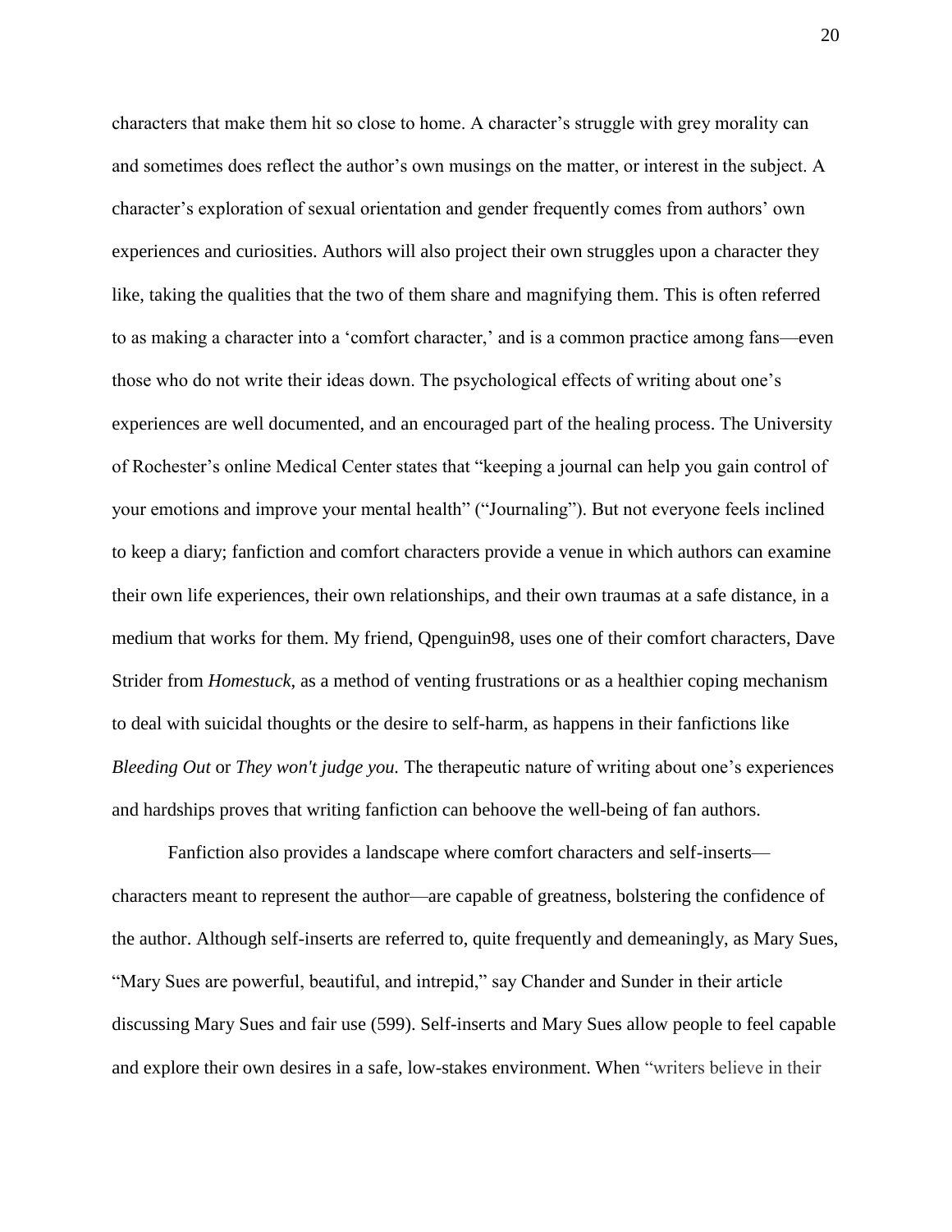characters that make them hit so close to home. A character's struggle with grey morality can and sometimes does reflect the author's own musings on the matter, or interest in the subject. A character's exploration of sexual orientation and gender frequently comes from authors' own experiences and curiosities. Authors will also project their own struggles upon a character they like, taking the qualities that the two of them share and magnifying them. This is often referred to as making a character into a 'comfort character,' and is a common practice among fans—even those who do not write their ideas down. The psychological effects of writing about one's experiences are well documented, and an encouraged part of the healing process. The University of Rochester's online Medical Center states that "keeping a journal can help you gain control of your emotions and improve your mental health" ("Journaling"). But not everyone feels inclined to keep a diary; fanfiction and comfort characters provide a venue in which authors can examine their own life experiences, their own relationships, and their own traumas at a safe distance, in a medium that works for them. My friend, Qpenguin98, uses one of their comfort characters, Dave Strider from *Homestuck*, as a method of venting frustrations or as a healthier coping mechanism to deal with suicidal thoughts or the desire to self-harm, as happens in their fanfictions like *Bleeding Out* or *They won't judge you.* The therapeutic nature of writing about one's experiences and hardships proves that writing fanfiction can behoove the well-being of fan authors.

Fanfiction also provides a landscape where comfort characters and self-inserts—characters meant to represent the author—are capable of greatness, bolstering the confidence of the author. Although self-inserts are referred to, quite frequently and demeaningly, as Mary Sues, "Mary Sues are powerful, beautiful, and intrepid," say Chander and Sunder in their article discussing Mary Sues and fair use (599). Self-inserts and Mary Sues allow people to feel capable and explore their own desires in a safe, low-stakes environment. When "writers believe in their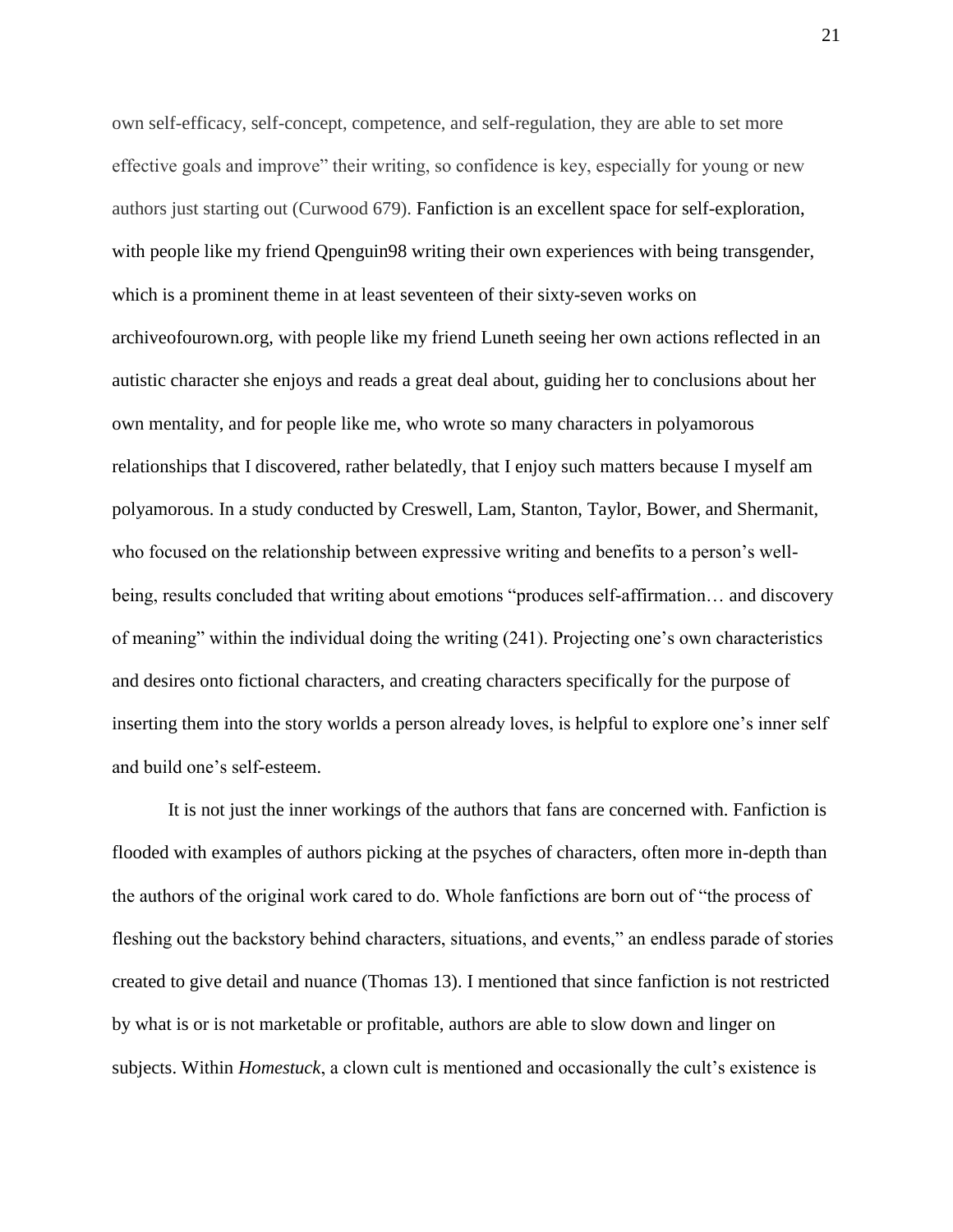own self-efficacy, self-concept, competence, and self-regulation, they are able to set more effective goals and improve" their writing, so confidence is key, especially for young or new authors just starting out (Curwood 679). Fanfiction is an excellent space for self-exploration, with people like my friend Qpenguin98 writing their own experiences with being transgender, which is a prominent theme in at least seventeen of their sixty-seven works on archiveofourown.org, with people like my friend Luneth seeing her own actions reflected in an autistic character she enjoys and reads a great deal about, guiding her to conclusions about her own mentality, and for people like me, who wrote so many characters in polyamorous relationships that I discovered, rather belatedly, that I enjoy such matters because I myself am polyamorous. In a study conducted by Creswell, Lam, Stanton, Taylor, Bower, and Shermanit, who focused on the relationship between expressive writing and benefits to a person's well-being, results concluded that writing about emotions "produces self-affirmation… and discovery of meaning" within the individual doing the writing (241). Projecting one's own characteristics and desires onto fictional characters, and creating characters specifically for the purpose of inserting them into the story worlds a person already loves, is helpful to explore one's inner self and build one's self-esteem.

It is not just the inner workings of the authors that fans are concerned with. Fanfiction is flooded with examples of authors picking at the psyches of characters, often more in-depth than the authors of the original work cared to do. Whole fanfictions are born out of "the process of fleshing out the backstory behind characters, situations, and events," an endless parade of stories created to give detail and nuance (Thomas 13). I mentioned that since fanfiction is not restricted by what is or is not marketable or profitable, authors are able to slow down and linger on subjects. Within *Homestuck*, a clown cult is mentioned and occasionally the cult's existence is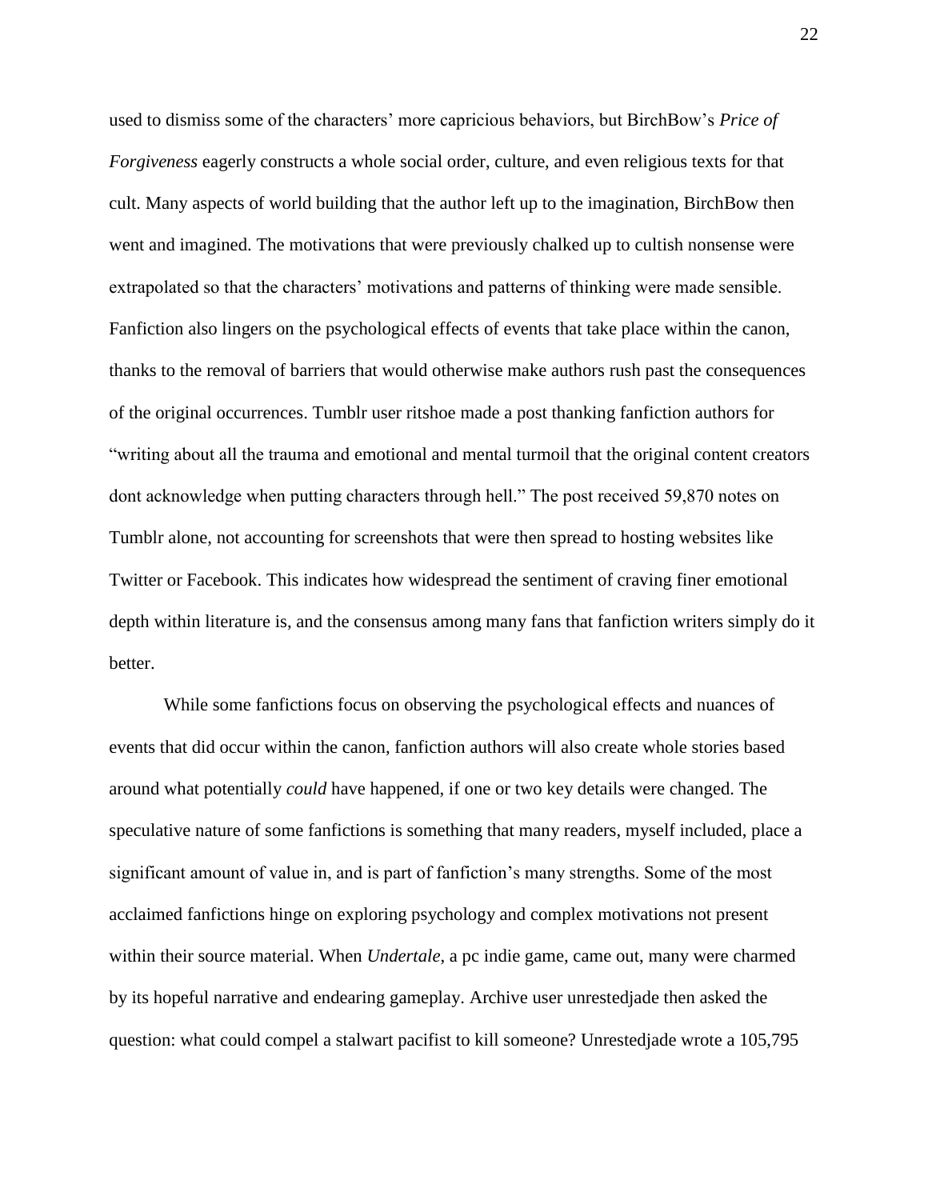used to dismiss some of the characters' more capricious behaviors, but BirchBow's *Price of Forgiveness* eagerly constructs a whole social order, culture, and even religious texts for that cult. Many aspects of world building that the author left up to the imagination, BirchBow then went and imagined. The motivations that were previously chalked up to cultish nonsense were extrapolated so that the characters' motivations and patterns of thinking were made sensible. Fanfiction also lingers on the psychological effects of events that take place within the canon, thanks to the removal of barriers that would otherwise make authors rush past the consequences of the original occurrences. Tumblr user ritshoe made a post thanking fanfiction authors for "writing about all the trauma and emotional and mental turmoil that the original content creators dont acknowledge when putting characters through hell." The post received 59,870 notes on Tumblr alone, not accounting for screenshots that were then spread to hosting websites like Twitter or Facebook. This indicates how widespread the sentiment of craving finer emotional depth within literature is, and the consensus among many fans that fanfiction writers simply do it better.

While some fanfictions focus on observing the psychological effects and nuances of events that did occur within the canon, fanfiction authors will also create whole stories based around what potentially *could* have happened, if one or two key details were changed. The speculative nature of some fanfictions is something that many readers, myself included, place a significant amount of value in, and is part of fanfiction's many strengths. Some of the most acclaimed fanfictions hinge on exploring psychology and complex motivations not present within their source material. When *Undertale*, a pc indie game, came out, many were charmed by its hopeful narrative and endearing gameplay. Archive user unrestedjade then asked the question: what could compel a stalwart pacifist to kill someone? Unrestedjade wrote a 105,795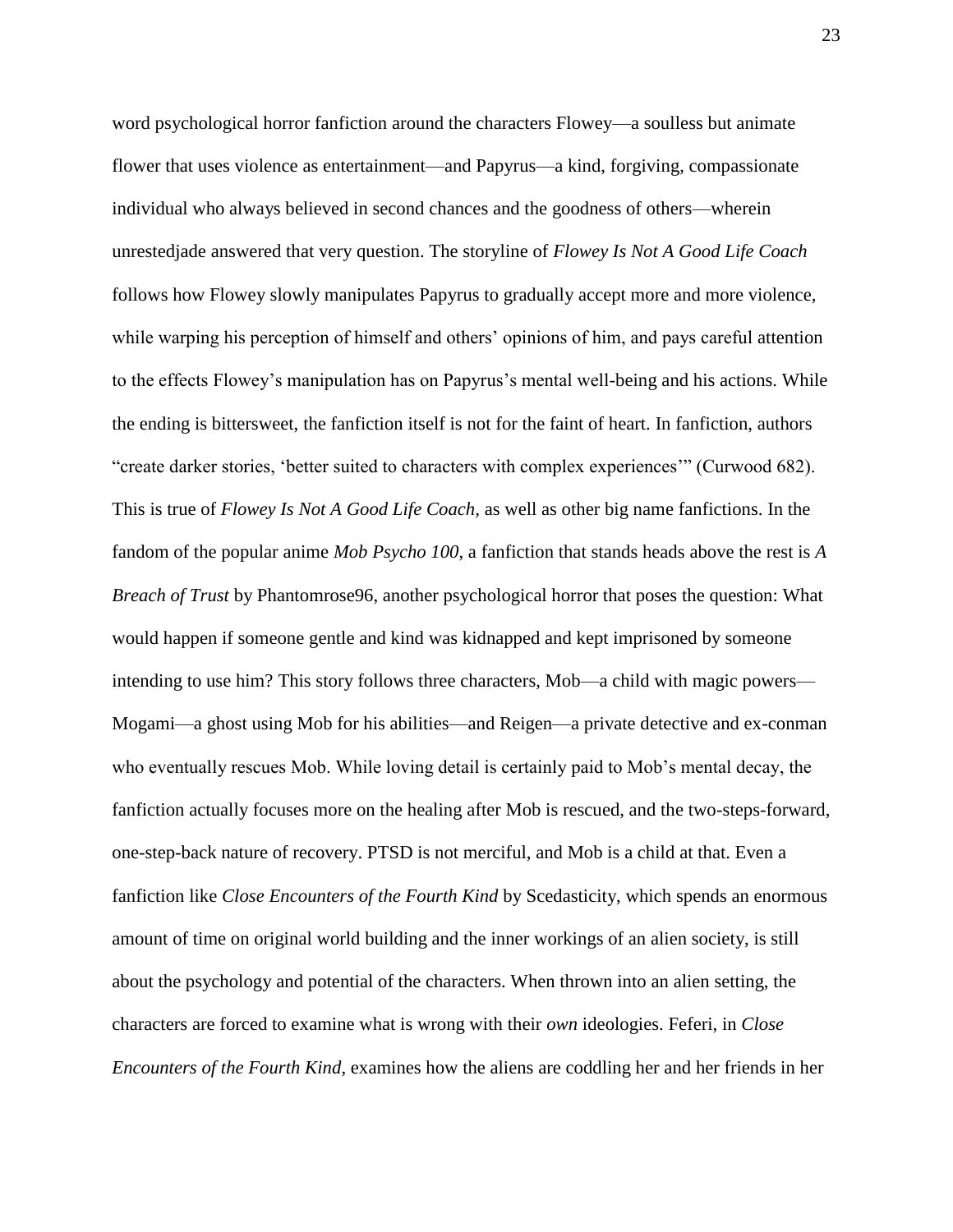word psychological horror fanfiction around the characters Flowey—a soulless but animate flower that uses violence as entertainment—and Papyrus—a kind, forgiving, compassionate individual who always believed in second chances and the goodness of others—wherein unrestedjade answered that very question. The storyline of *Flowey Is Not A Good Life Coach* follows how Flowey slowly manipulates Papyrus to gradually accept more and more violence, while warping his perception of himself and others' opinions of him, and pays careful attention to the effects Flowey's manipulation has on Papyrus's mental well-being and his actions. While the ending is bittersweet, the fanfiction itself is not for the faint of heart. In fanfiction, authors "create darker stories, 'better suited to characters with complex experiences'" (Curwood 682). This is true of *Flowey Is Not A Good Life Coach*, as well as other big name fanfictions. In the fandom of the popular anime *Mob Psycho 100*, a fanfiction that stands heads above the rest is *A Breach of Trust* by Phantomrose96, another psychological horror that poses the question: What would happen if someone gentle and kind was kidnapped and kept imprisoned by someone intending to use him? This story follows three characters, Mob—a child with magic powers—Mogami—a ghost using Mob for his abilities—and Reigen—a private detective and ex-conman who eventually rescues Mob. While loving detail is certainly paid to Mob's mental decay, the fanfiction actually focuses more on the healing after Mob is rescued, and the two-steps-forward, one-step-back nature of recovery. PTSD is not merciful, and Mob is a child at that. Even a fanfiction like *Close Encounters of the Fourth Kind* by Scedasticity, which spends an enormous amount of time on original world building and the inner workings of an alien society, is still about the psychology and potential of the characters. When thrown into an alien setting, the characters are forced to examine what is wrong with their *own* ideologies. Feferi, in *Close Encounters of the Fourth Kind*, examines how the aliens are coddling her and her friends in her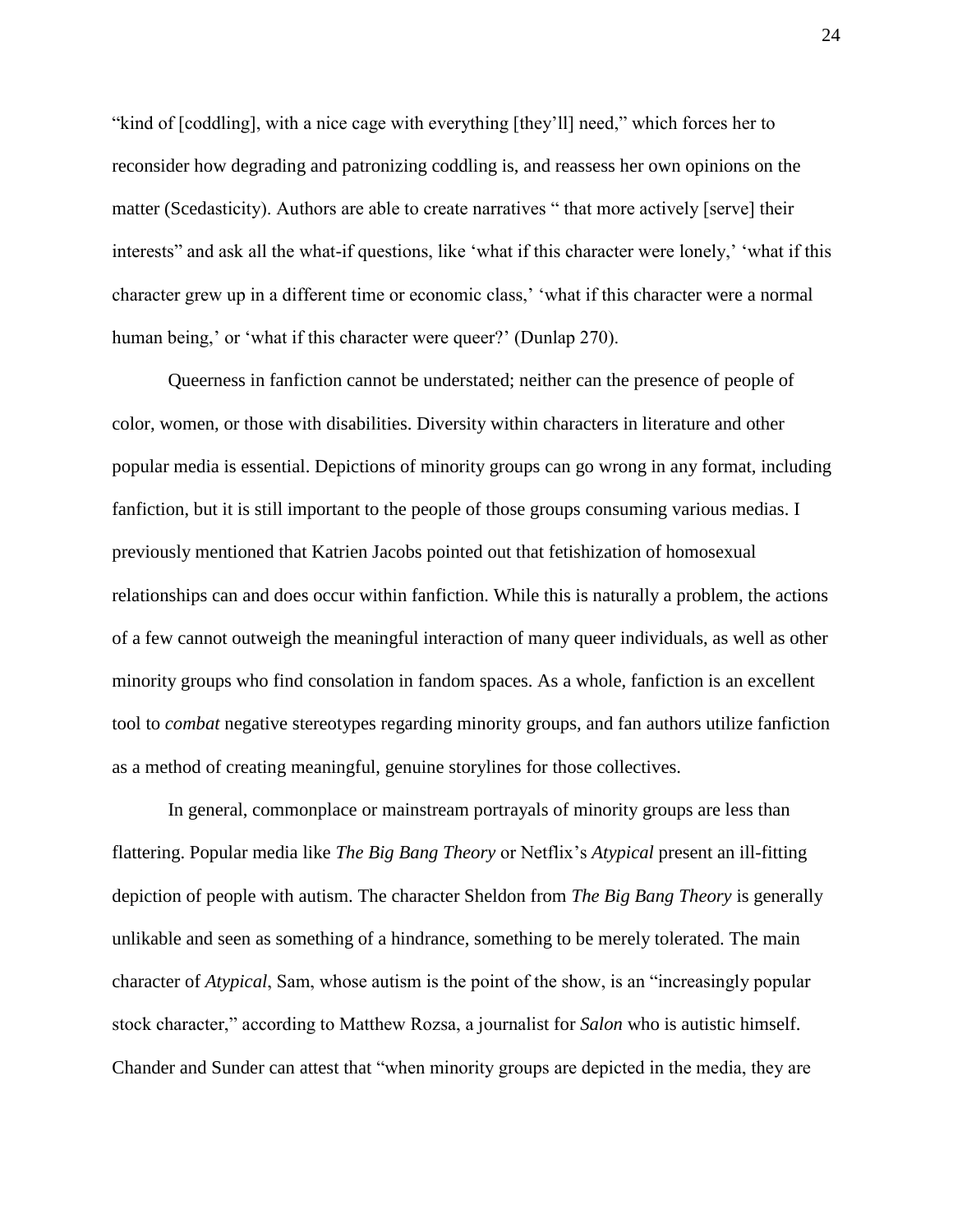"kind of [coddling], with a nice cage with everything [they'll] need," which forces her to reconsider how degrading and patronizing coddling is, and reassess her own opinions on the matter (Scedasticity). Authors are able to create narratives " that more actively [serve] their interests" and ask all the what-if questions, like 'what if this character were lonely,' 'what if this character grew up in a different time or economic class,' 'what if this character were a normal human being,' or 'what if this character were queer?' (Dunlap 270).

Queerness in fanfiction cannot be understated; neither can the presence of people of color, women, or those with disabilities. Diversity within characters in literature and other popular media is essential. Depictions of minority groups can go wrong in any format, including fanfiction, but it is still important to the people of those groups consuming various medias. I previously mentioned that Katrien Jacobs pointed out that fetishization of homosexual relationships can and does occur within fanfiction. While this is naturally a problem, the actions of a few cannot outweigh the meaningful interaction of many queer individuals, as well as other minority groups who find consolation in fandom spaces. As a whole, fanfiction is an excellent tool to *combat* negative stereotypes regarding minority groups, and fan authors utilize fanfiction as a method of creating meaningful, genuine storylines for those collectives.

In general, commonplace or mainstream portrayals of minority groups are less than flattering. Popular media like *The Big Bang Theory* or Netflix's *Atypical* present an ill-fitting depiction of people with autism. The character Sheldon from *The Big Bang Theory* is generally unlikable and seen as something of a hindrance, something to be merely tolerated. The main character of *Atypical*, Sam, whose autism is the point of the show, is an "increasingly popular stock character," according to Matthew Rozsa, a journalist for *Salon* who is autistic himself. Chander and Sunder can attest that "when minority groups are depicted in the media, they are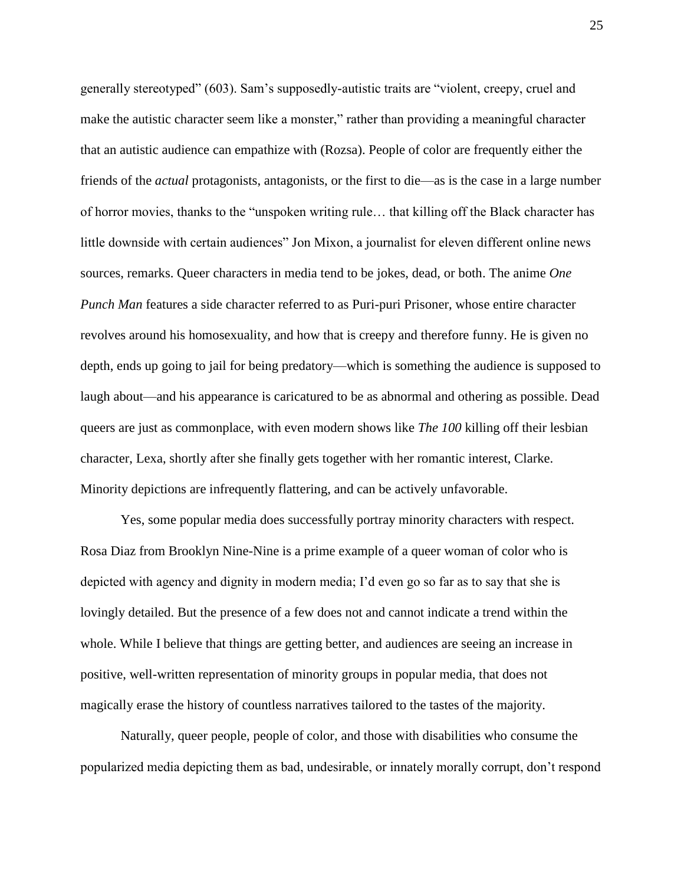generally stereotyped" (603). Sam's supposedly-autistic traits are "violent, creepy, cruel and make the autistic character seem like a monster," rather than providing a meaningful character that an autistic audience can empathize with (Rozsa). People of color are frequently either the friends of the *actual* protagonists, antagonists, or the first to die—as is the case in a large number of horror movies, thanks to the "unspoken writing rule… that killing off the Black character has little downside with certain audiences" Jon Mixon, a journalist for eleven different online news sources, remarks. Queer characters in media tend to be jokes, dead, or both. The anime *One Punch Man* features a side character referred to as Puri-puri Prisoner, whose entire character revolves around his homosexuality, and how that is creepy and therefore funny. He is given no depth, ends up going to jail for being predatory—which is something the audience is supposed to laugh about—and his appearance is caricatured to be as abnormal and othering as possible. Dead queers are just as commonplace, with even modern shows like *The 100* killing off their lesbian character, Lexa, shortly after she finally gets together with her romantic interest, Clarke. Minority depictions are infrequently flattering, and can be actively unfavorable.

Yes, some popular media does successfully portray minority characters with respect. Rosa Diaz from Brooklyn Nine-Nine is a prime example of a queer woman of color who is depicted with agency and dignity in modern media; I'd even go so far as to say that she is lovingly detailed. But the presence of a few does not and cannot indicate a trend within the whole. While I believe that things are getting better, and audiences are seeing an increase in positive, well-written representation of minority groups in popular media, that does not magically erase the history of countless narratives tailored to the tastes of the majority.

Naturally, queer people, people of color, and those with disabilities who consume the popularized media depicting them as bad, undesirable, or innately morally corrupt, don't respond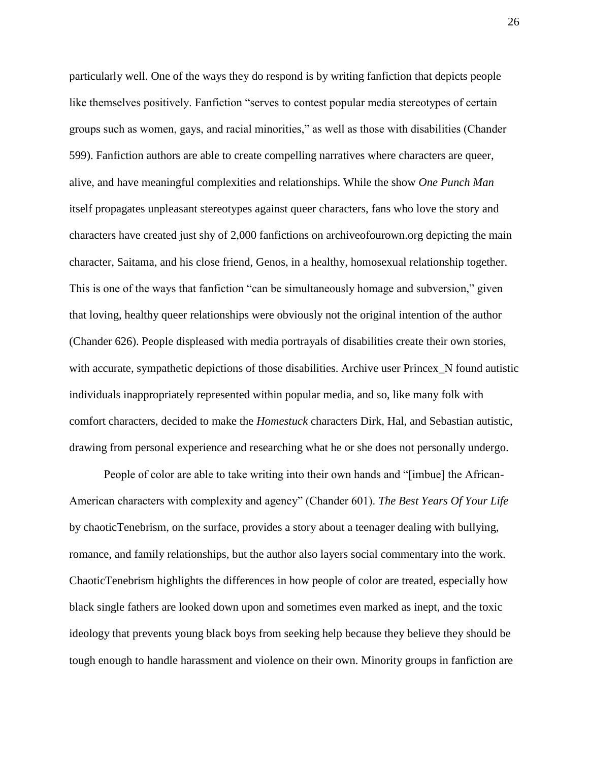particularly well. One of the ways they do respond is by writing fanfiction that depicts people like themselves positively. Fanfiction "serves to contest popular media stereotypes of certain groups such as women, gays, and racial minorities," as well as those with disabilities (Chander 599). Fanfiction authors are able to create compelling narratives where characters are queer, alive, and have meaningful complexities and relationships. While the show *One Punch Man* itself propagates unpleasant stereotypes against queer characters, fans who love the story and characters have created just shy of 2,000 fanfictions on archiveofourown.org depicting the main character, Saitama, and his close friend, Genos, in a healthy, homosexual relationship together. This is one of the ways that fanfiction "can be simultaneously homage and subversion," given that loving, healthy queer relationships were obviously not the original intention of the author (Chander 626). People displeased with media portrayals of disabilities create their own stories, with accurate, sympathetic depictions of those disabilities. Archive user Princex_N found autistic individuals inappropriately represented within popular media, and so, like many folk with comfort characters, decided to make the *Homestuck* characters Dirk, Hal, and Sebastian autistic, drawing from personal experience and researching what he or she does not personally undergo.

People of color are able to take writing into their own hands and "[imbue] the African-American characters with complexity and agency" (Chander 601). *The Best Years Of Your Life* by chaoticTenebrism, on the surface, provides a story about a teenager dealing with bullying, romance, and family relationships, but the author also layers social commentary into the work. ChaoticTenebrism highlights the differences in how people of color are treated, especially how black single fathers are looked down upon and sometimes even marked as inept, and the toxic ideology that prevents young black boys from seeking help because they believe they should be tough enough to handle harassment and violence on their own. Minority groups in fanfiction are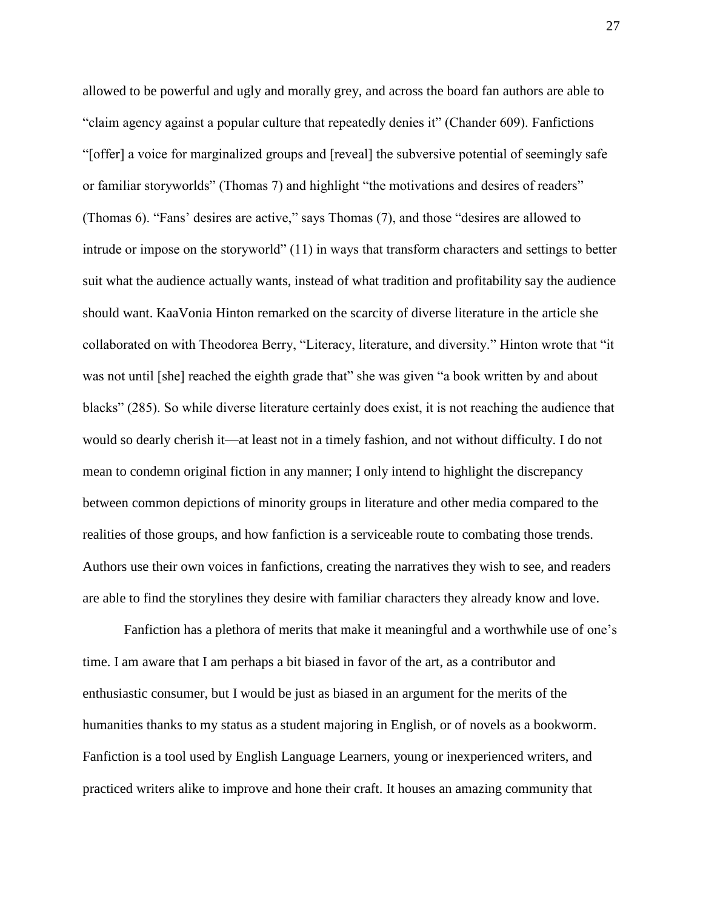allowed to be powerful and ugly and morally grey, and across the board fan authors are able to "claim agency against a popular culture that repeatedly denies it" (Chander 609). Fanfictions "[offer] a voice for marginalized groups and [reveal] the subversive potential of seemingly safe or familiar storyworlds" (Thomas 7) and highlight "the motivations and desires of readers" (Thomas 6). "Fans' desires are active," says Thomas (7), and those "desires are allowed to intrude or impose on the storyworld" (11) in ways that transform characters and settings to better suit what the audience actually wants, instead of what tradition and profitability say the audience should want. KaaVonia Hinton remarked on the scarcity of diverse literature in the article she collaborated on with Theodorea Berry, "Literacy, literature, and diversity." Hinton wrote that "it was not until [she] reached the eighth grade that" she was given "a book written by and about blacks" (285). So while diverse literature certainly does exist, it is not reaching the audience that would so dearly cherish it—at least not in a timely fashion, and not without difficulty. I do not mean to condemn original fiction in any manner; I only intend to highlight the discrepancy between common depictions of minority groups in literature and other media compared to the realities of those groups, and how fanfiction is a serviceable route to combating those trends. Authors use their own voices in fanfictions, creating the narratives they wish to see, and readers are able to find the storylines they desire with familiar characters they already know and love.

Fanfiction has a plethora of merits that make it meaningful and a worthwhile use of one's time. I am aware that I am perhaps a bit biased in favor of the art, as a contributor and enthusiastic consumer, but I would be just as biased in an argument for the merits of the humanities thanks to my status as a student majoring in English, or of novels as a bookworm. Fanfiction is a tool used by English Language Learners, young or inexperienced writers, and practiced writers alike to improve and hone their craft. It houses an amazing community that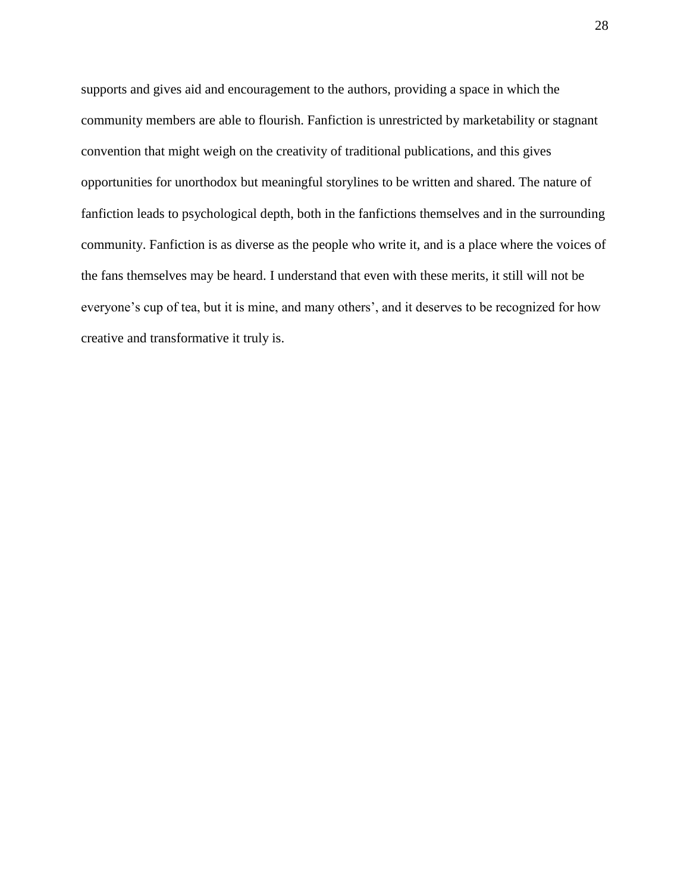supports and gives aid and encouragement to the authors, providing a space in which the community members are able to flourish. Fanfiction is unrestricted by marketability or stagnant convention that might weigh on the creativity of traditional publications, and this gives opportunities for unorthodox but meaningful storylines to be written and shared. The nature of fanfiction leads to psychological depth, both in the fanfictions themselves and in the surrounding community. Fanfiction is as diverse as the people who write it, and is a place where the voices of the fans themselves may be heard. I understand that even with these merits, it still will not be everyone's cup of tea, but it is mine, and many others', and it deserves to be recognized for how creative and transformative it truly is.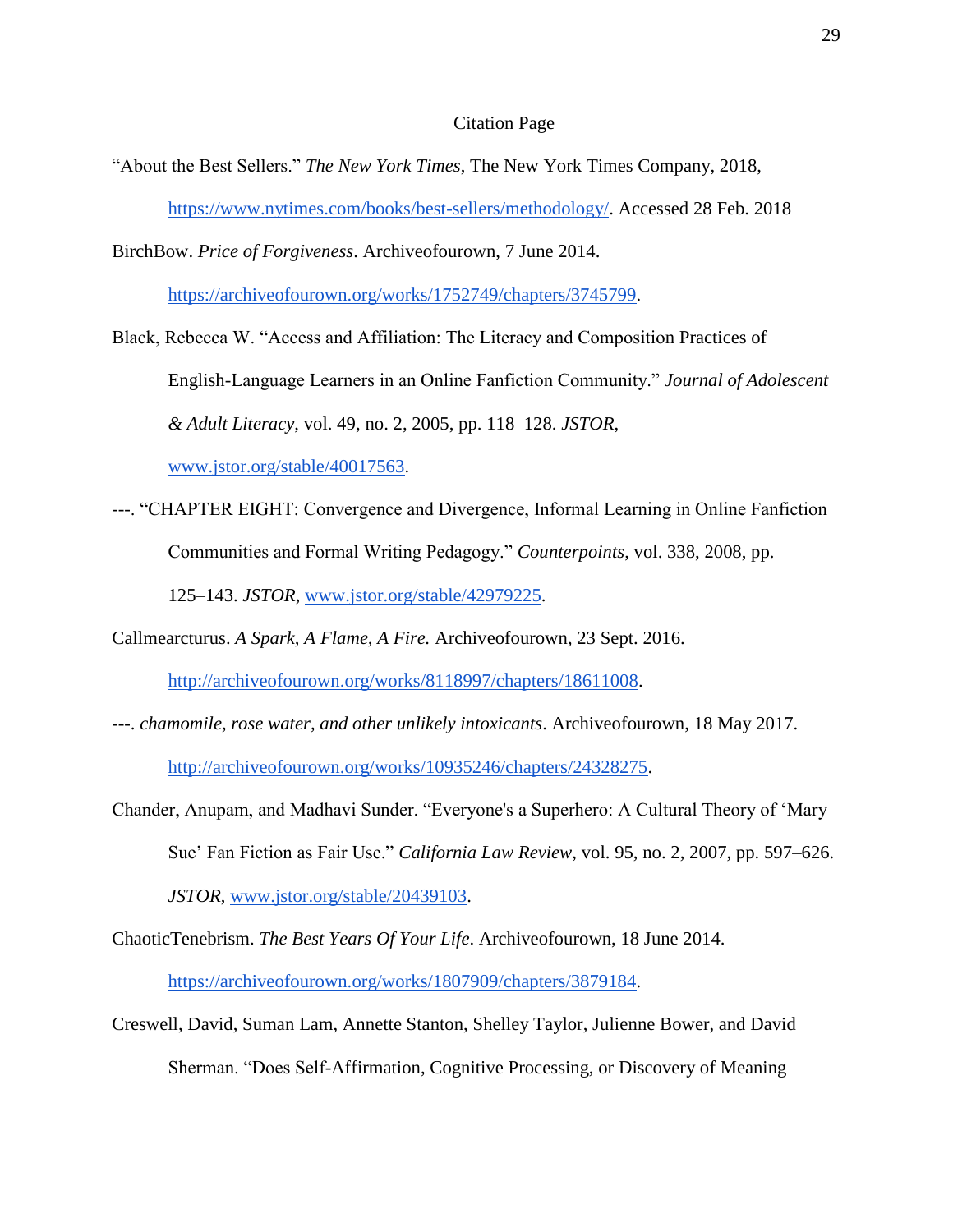# Citation Page

"About the Best Sellers." *The New York Times*, The New York Times Company, 2018, https://www.nytimes.com/books/best-sellers/methodology/. Accessed 28 Feb. 2018

BirchBow. *Price of Forgiveness*. Archiveofourown, 7 June 2014. https://archiveofourown.org/works/1752749/chapters/3745799.

Black, Rebecca W. "Access and Affiliation: The Literacy and Composition Practices of English-Language Learners in an Online Fanfiction Community." *Journal of Adolescent & Adult Literacy*, vol. 49, no. 2, 2005, pp. 118–128. *JSTOR*, www.jstor.org/stable/40017563.

---. "CHAPTER EIGHT: Convergence and Divergence, Informal Learning in Online Fanfiction Communities and Formal Writing Pedagogy." *Counterpoints*, vol. 338, 2008, pp. 125–143. *JSTOR*, www.jstor.org/stable/42979225.

Callmearcturus. *A Spark, A Flame, A Fire.* Archiveofourown, 23 Sept. 2016. http://archiveofourown.org/works/8118997/chapters/18611008.

---. *chamomile, rose water, and other unlikely intoxicants*. Archiveofourown, 18 May 2017. http://archiveofourown.org/works/10935246/chapters/24328275.

Chander, Anupam, and Madhavi Sunder. "Everyone's a Superhero: A Cultural Theory of 'Mary Sue' Fan Fiction as Fair Use." *California Law Review*, vol. 95, no. 2, 2007, pp. 597–626. *JSTOR*, www.jstor.org/stable/20439103.

ChaoticTenebrism. *The Best Years Of Your Life*. Archiveofourown, 18 June 2014. https://archiveofourown.org/works/1807909/chapters/3879184.

Creswell, David, Suman Lam, Annette Stanton, Shelley Taylor, Julienne Bower, and David Sherman. "Does Self-Affirmation, Cognitive Processing, or Discovery of Meaning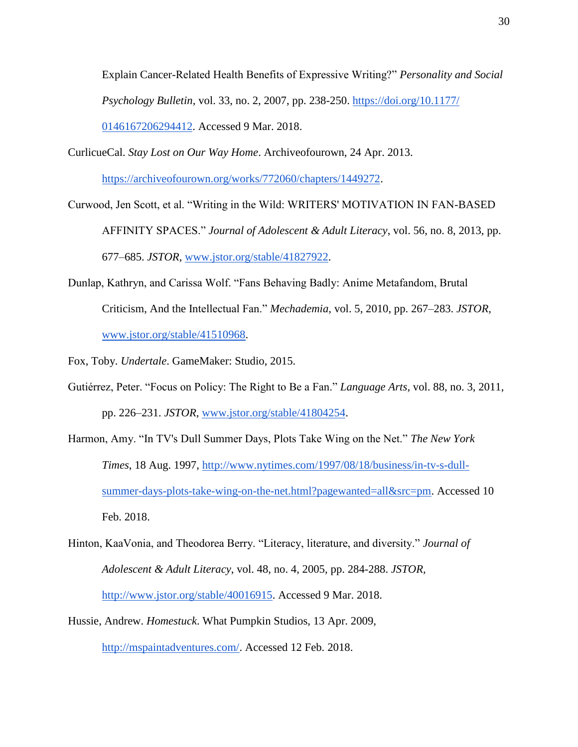Explain Cancer-Related Health Benefits of Expressive Writing?" *Personality and Social Psychology Bulletin*, vol. 33, no. 2, 2007, pp. 238-250. https://doi.org/10.1177/0146167206294412. Accessed 9 Mar. 2018.

CurlicueCal. *Stay Lost on Our Way Home*. Archiveofourown, 24 Apr. 2013. https://archiveofourown.org/works/772060/chapters/1449272.

Curwood, Jen Scott, et al. "Writing in the Wild: WRITERS' MOTIVATION IN FAN-BASED AFFINITY SPACES." *Journal of Adolescent & Adult Literacy*, vol. 56, no. 8, 2013, pp. 677–685. *JSTOR*, www.jstor.org/stable/41827922.

Dunlap, Kathryn, and Carissa Wolf. "Fans Behaving Badly: Anime Metafandom, Brutal Criticism, And the Intellectual Fan." *Mechademia*, vol. 5, 2010, pp. 267–283. *JSTOR*, www.jstor.org/stable/41510968.

Fox, Toby. *Undertale*. GameMaker: Studio, 2015.

Gutiérrez, Peter. "Focus on Policy: The Right to Be a Fan." *Language Arts*, vol. 88, no. 3, 2011, pp. 226–231. *JSTOR*, www.jstor.org/stable/41804254.

Harmon, Amy. "In TV's Dull Summer Days, Plots Take Wing on the Net." *The New York Times*, 18 Aug. 1997, http://www.nytimes.com/1997/08/18/business/in-tv-s-dull-summer-days-plots-take-wing-on-the-net.html?pagewanted=all&src=pm. Accessed 10 Feb. 2018.

Hinton, KaaVonia, and Theodorea Berry. "Literacy, literature, and diversity." *Journal of Adolescent & Adult Literacy*, vol. 48, no. 4, 2005, pp. 284-288. *JSTOR*, http://www.jstor.org/stable/40016915. Accessed 9 Mar. 2018.

Hussie, Andrew. *Homestuck*. What Pumpkin Studios, 13 Apr. 2009, http://mspaintadventures.com/. Accessed 12 Feb. 2018.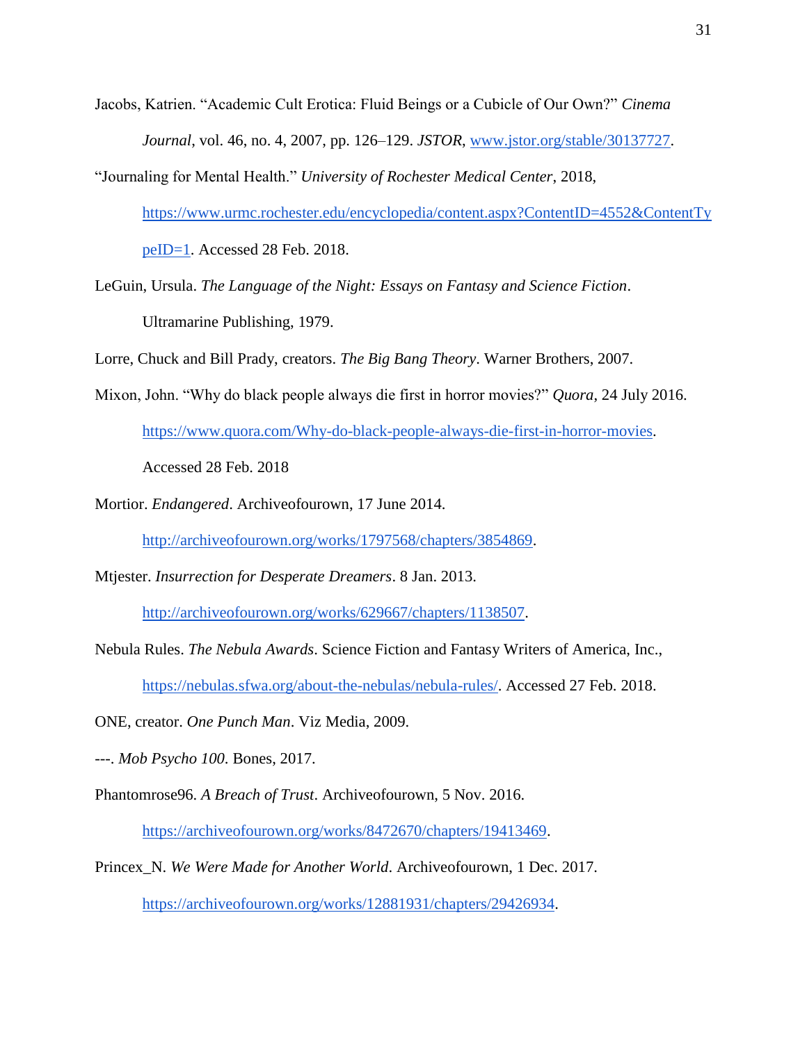Jacobs, Katrien. "Academic Cult Erotica: Fluid Beings or a Cubicle of Our Own?" *Cinema Journal*, vol. 46, no. 4, 2007, pp. 126–129. *JSTOR*, www.jstor.org/stable/30137727.

"Journaling for Mental Health." *University of Rochester Medical Center*, 2018, https://www.urmc.rochester.edu/encyclopedia/content.aspx?ContentID=4552&ContentTypeID=1. Accessed 28 Feb. 2018.

LeGuin, Ursula. *The Language of the Night: Essays on Fantasy and Science Fiction*. Ultramarine Publishing, 1979.

Lorre, Chuck and Bill Prady, creators. *The Big Bang Theory*. Warner Brothers, 2007.

Mixon, John. "Why do black people always die first in horror movies?" *Quora*, 24 July 2016. https://www.quora.com/Why-do-black-people-always-die-first-in-horror-movies. Accessed 28 Feb. 2018

Mortior. *Endangered*. Archiveofourown, 17 June 2014. http://archiveofourown.org/works/1797568/chapters/3854869.

Mtjester. *Insurrection for Desperate Dreamers*. 8 Jan. 2013. http://archiveofourown.org/works/629667/chapters/1138507.

Nebula Rules. *The Nebula Awards*. Science Fiction and Fantasy Writers of America, Inc., https://nebulas.sfwa.org/about-the-nebulas/nebula-rules/. Accessed 27 Feb. 2018.

ONE, creator. *One Punch Man*. Viz Media, 2009.

---. *Mob Psycho 100*. Bones, 2017.

Phantomrose96. *A Breach of Trust*. Archiveofourown, 5 Nov. 2016. https://archiveofourown.org/works/8472670/chapters/19413469.

Princex_N. *We Were Made for Another World*. Archiveofourown, 1 Dec. 2017. https://archiveofourown.org/works/12881931/chapters/29426934.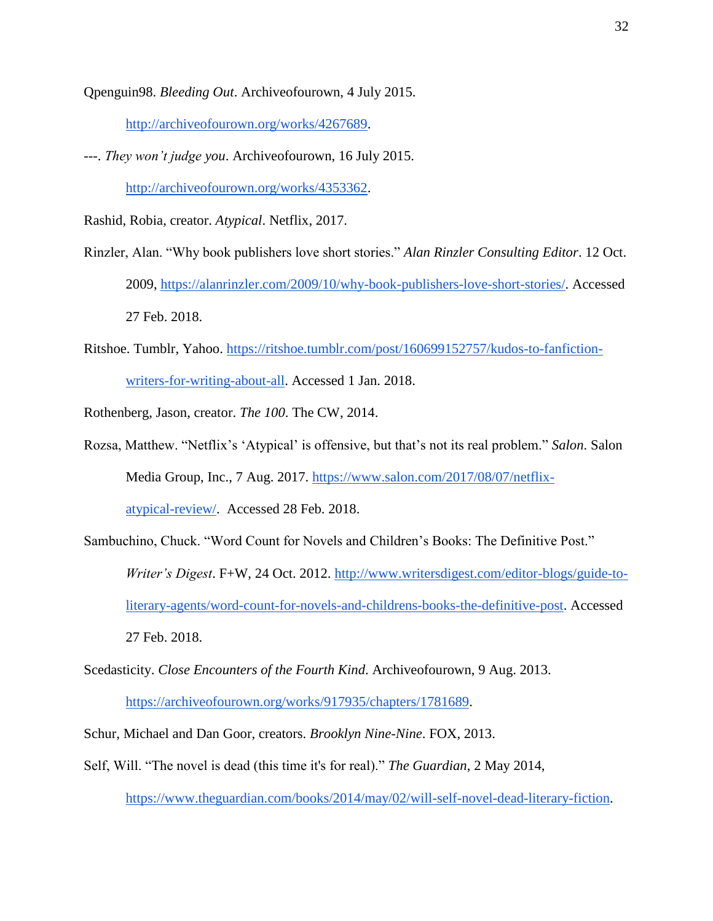Qpenguin98. *Bleeding Out*. Archiveofourown, 4 July 2015. http://archiveofourown.org/works/4267689.

---. *They won't judge you*. Archiveofourown, 16 July 2015. http://archiveofourown.org/works/4353362.

Rashid, Robia, creator. *Atypical*. Netflix, 2017.

Rinzler, Alan. "Why book publishers love short stories." *Alan Rinzler Consulting Editor*. 12 Oct. 2009, https://alanrinzler.com/2009/10/why-book-publishers-love-short-stories/. Accessed 27 Feb. 2018.

Ritshoe. Tumblr, Yahoo. https://ritshoe.tumblr.com/post/160699152757/kudos-to-fanfiction-writers-for-writing-about-all. Accessed 1 Jan. 2018.

Rothenberg, Jason, creator. *The 100*. The CW, 2014.

Rozsa, Matthew. "Netflix's 'Atypical' is offensive, but that's not its real problem." *Salon*. Salon Media Group, Inc., 7 Aug. 2017. https://www.salon.com/2017/08/07/netflix-atypical-review/. Accessed 28 Feb. 2018.

Sambuchino, Chuck. "Word Count for Novels and Children's Books: The Definitive Post." *Writer's Digest*. F+W, 24 Oct. 2012. http://www.writersdigest.com/editor-blogs/guide-to-literary-agents/word-count-for-novels-and-childrens-books-the-definitive-post. Accessed 27 Feb. 2018.

Scedasticity. *Close Encounters of the Fourth Kind*. Archiveofourown, 9 Aug. 2013. https://archiveofourown.org/works/917935/chapters/1781689.

Schur, Michael and Dan Goor, creators. *Brooklyn Nine-Nine*. FOX, 2013.

Self, Will. "The novel is dead (this time it's for real)." *The Guardian*, 2 May 2014, https://www.theguardian.com/books/2014/may/02/will-self-novel-dead-literary-fiction.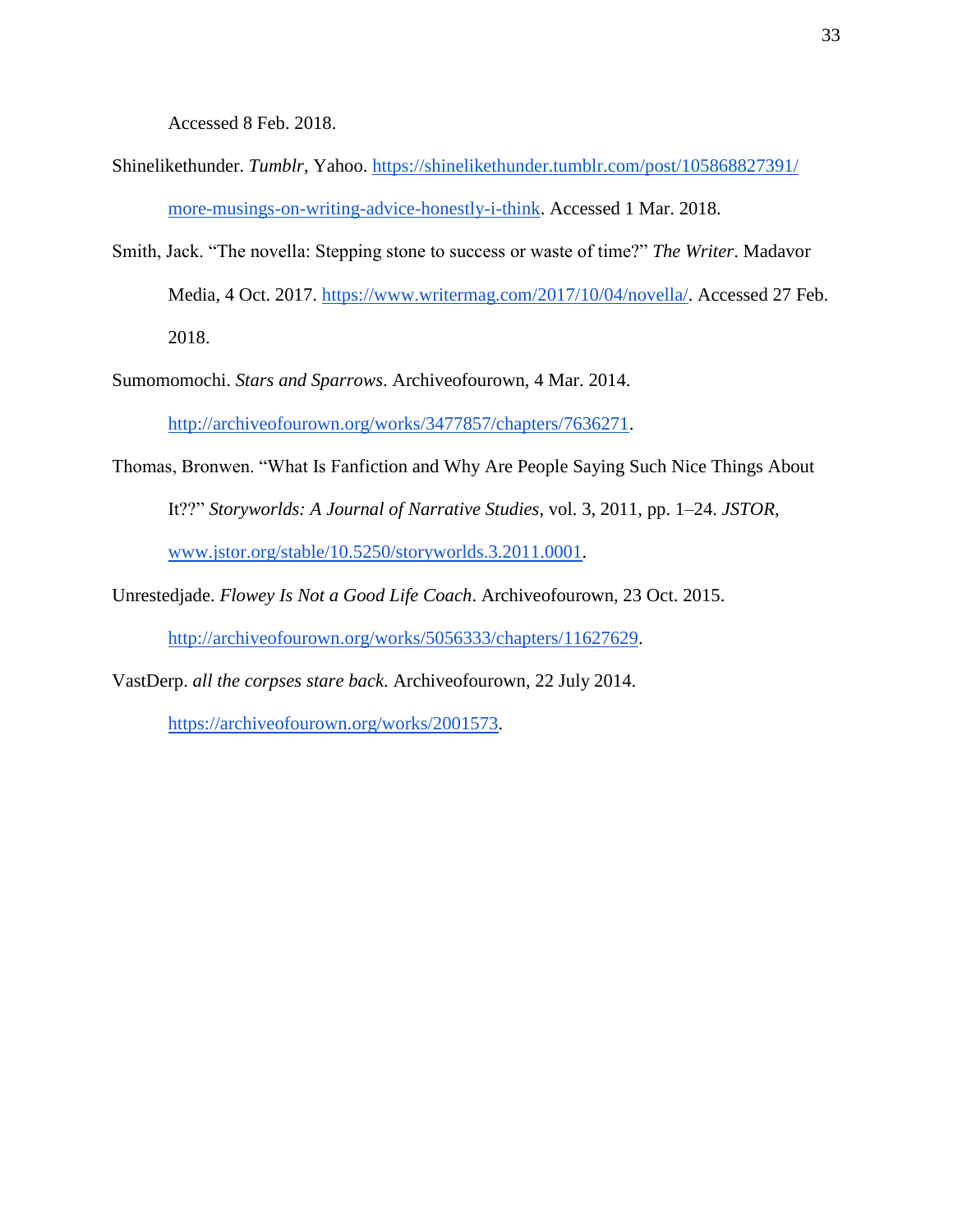Accessed 8 Feb. 2018.

Shinelikethunder. *Tumblr*, Yahoo. https://shinelikethunder.tumblr.com/post/105868827391/more-musings-on-writing-advice-honestly-i-think. Accessed 1 Mar. 2018.

Smith, Jack. "The novella: Stepping stone to success or waste of time?" *The Writer*. Madavor Media, 4 Oct. 2017. https://www.writermag.com/2017/10/04/novella/. Accessed 27 Feb. 2018.

Sumomomochi. *Stars and Sparrows*. Archiveofourown, 4 Mar. 2014. http://archiveofourown.org/works/3477857/chapters/7636271.

Thomas, Bronwen. "What Is Fanfiction and Why Are People Saying Such Nice Things About It??" *Storyworlds: A Journal of Narrative Studies*, vol. 3, 2011, pp. 1–24. *JSTOR*, www.jstor.org/stable/10.5250/storyworlds.3.2011.0001.

Unrestedjade. *Flowey Is Not a Good Life Coach*. Archiveofourown, 23 Oct. 2015. http://archiveofourown.org/works/5056333/chapters/11627629.

VastDerp. *all the corpses stare back*. Archiveofourown, 22 July 2014. https://archiveofourown.org/works/2001573.